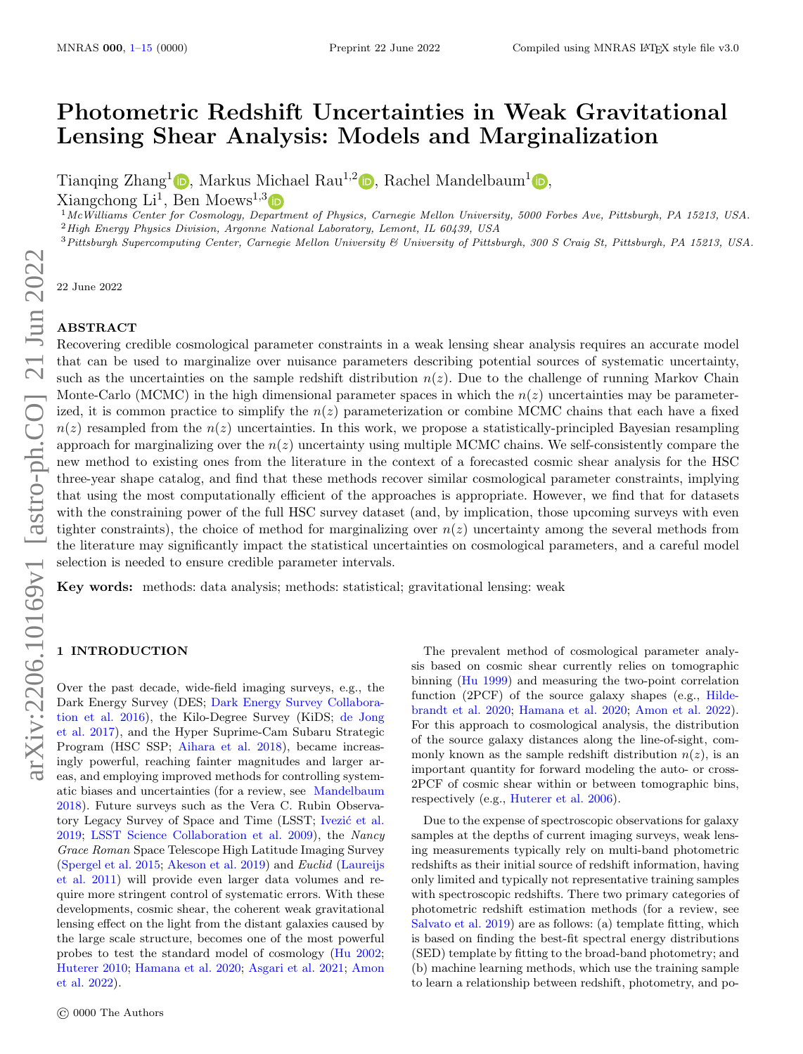# Photometric Redshift Uncertainties in Weak Gravitational Lensing Shear Analysis: Models and Marginalization

Tianqing Zhang[1], Markus Michael Rau[1,2], Rachel Mandelbaum[1], Xiangchong Li[1], Ben Moews[1,3]

[1] *McWilliams Center for Cosmology, Department of Physics, Carnegie Mellon University, 5000 Forbes Ave, Pittsburgh, PA 15213, USA.*
[2] *High Energy Physics Division, Argonne National Laboratory, Lemont, IL 60439, USA*
[3] *Pittsburgh Supercomputing Center, Carnegie Mellon University & University of Pittsburgh, 300 S Craig St, Pittsburgh, PA 15213, USA.*

22 June 2022

## ABSTRACT

Recovering credible cosmological parameter constraints in a weak lensing shear analysis requires an accurate model that can be used to marginalize over nuisance parameters describing potential sources of systematic uncertainty, such as the uncertainties on the sample redshift distribution $n(z)$. Due to the challenge of running Markov Chain Monte-Carlo (MCMC) in the high dimensional parameter spaces in which the $n(z)$ uncertainties may be parameterized, it is common practice to simplify the $n(z)$ parameterization or combine MCMC chains that each have a fixed $n(z)$ resampled from the $n(z)$ uncertainties. In this work, we propose a statistically-principled Bayesian resampling approach for marginalizing over the $n(z)$ uncertainty using multiple MCMC chains. We self-consistently compare the new method to existing ones from the literature in the context of a forecasted cosmic shear analysis for the HSC three-year shape catalog, and find that these methods recover similar cosmological parameter constraints, implying that using the most computationally efficient of the approaches is appropriate. However, we find that for datasets with the constraining power of the full HSC survey dataset (and, by implication, those upcoming surveys with even tighter constraints), the choice of method for marginalizing over $n(z)$ uncertainty among the several methods from the literature may significantly impact the statistical uncertainties on cosmological parameters, and a careful model selection is needed to ensure credible parameter intervals.

**Key words:** methods: data analysis; methods: statistical; gravitational lensing: weak

## 1 INTRODUCTION

Over the past decade, wide-field imaging surveys, e.g., the Dark Energy Survey (DES; Dark Energy Survey Collaboration et al. 2016), the Kilo-Degree Survey (KiDS; de Jong et al. 2017), and the Hyper Suprime-Cam Subaru Strategic Program (HSC SSP; Aihara et al. 2018), became increasingly powerful, reaching fainter magnitudes and larger areas, and employing improved methods for controlling systematic biases and uncertainties (for a review, see Mandelbaum 2018). Future surveys such as the Vera C. Rubin Observatory Legacy Survey of Space and Time (LSST; Ivezić et al. 2019; LSST Science Collaboration et al. 2009), the *Nancy Grace Roman* Space Telescope High Latitude Imaging Survey (Spergel et al. 2015; Akeson et al. 2019) and *Euclid* (Laureijs et al. 2011) will provide even larger data volumes and require more stringent control of systematic errors. With these developments, cosmic shear, the coherent weak gravitational lensing effect on the light from the distant galaxies caused by the large scale structure, becomes one of the most powerful probes to test the standard model of cosmology (Hu 2002; Huterer 2010; Hamana et al. 2020; Asgari et al. 2021; Amon et al. 2022).

The prevalent method of cosmological parameter analysis based on cosmic shear currently relies on tomographic binning (Hu 1999) and measuring the two-point correlation function (2PCF) of the source galaxy shapes (e.g., Hildebrandt et al. 2020; Hamana et al. 2020; Amon et al. 2022). For this approach to cosmological analysis, the distribution of the source galaxy distances along the line-of-sight, commonly known as the sample redshift distribution $n(z)$, is an important quantity for forward modeling the auto- or cross-2PCF of cosmic shear within or between tomographic bins, respectively (e.g., Huterer et al. 2006).

Due to the expense of spectroscopic observations for galaxy samples at the depths of current imaging surveys, weak lensing measurements typically rely on multi-band photometric redshifts as their initial source of redshift information, having only limited and typically not representative training samples with spectroscopic redshifts. There two primary categories of photometric redshift estimation methods (for a review, see Salvato et al. 2019) are as follows: (a) template fitting, which is based on finding the best-fit spectral energy distributions (SED) template by fitting to the broad-band photometry; and (b) machine learning methods, which use the training sample to learn a relationship between redshift, photometry, and po-

© 0000 The Authors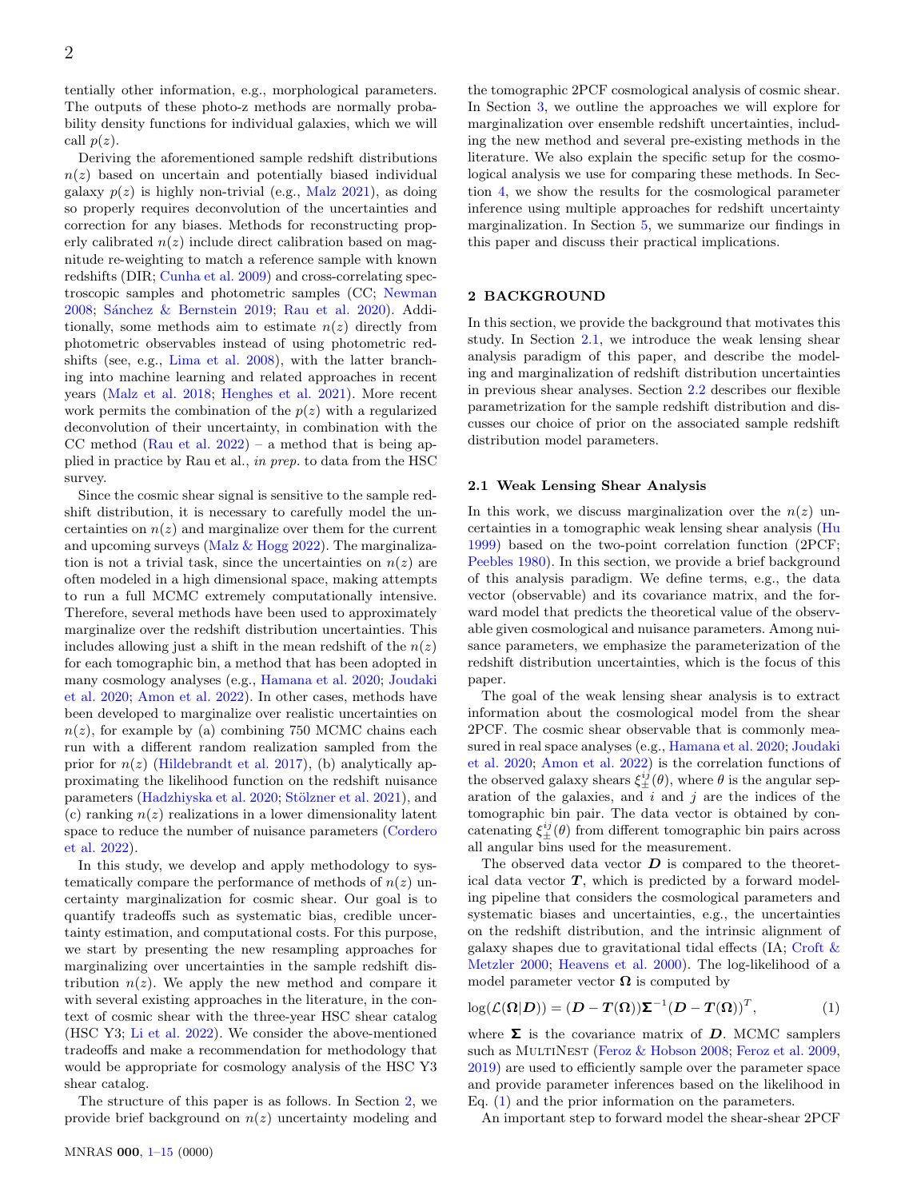tentially other information, e.g., morphological parameters. The outputs of these photo-z methods are normally probability density functions for individual galaxies, which we will call $p(z)$.

Deriving the aforementioned sample redshift distributions $n(z)$ based on uncertain and potentially biased individual galaxy $p(z)$ is highly non-trivial (e.g., Malz 2021), as doing so properly requires deconvolution of the uncertainties and correction for any biases. Methods for reconstructing properly calibrated $n(z)$ include direct calibration based on magnitude re-weighting to match a reference sample with known redshifts (DIR; Cunha et al. 2009) and cross-correlating spectroscopic samples and photometric samples (CC; Newman 2008; Sánchez & Bernstein 2019; Rau et al. 2020). Additionally, some methods aim to estimate $n(z)$ directly from photometric observables instead of using photometric redshifts (see, e.g., Lima et al. 2008), with the latter branching into machine learning and related approaches in recent years (Malz et al. 2018; Henghes et al. 2021). More recent work permits the combination of the $p(z)$ with a regularized deconvolution of their uncertainty, in combination with the CC method (Rau et al. 2022) – a method that is being applied in practice by Rau et al., *in prep.* to data from the HSC survey.

Since the cosmic shear signal is sensitive to the sample redshift distribution, it is necessary to carefully model the uncertainties on $n(z)$ and marginalize over them for the current and upcoming surveys (Malz & Hogg 2022). The marginalization is not a trivial task, since the uncertainties on $n(z)$ are often modeled in a high dimensional space, making attempts to run a full MCMC extremely computationally intensive. Therefore, several methods have been used to approximately marginalize over the redshift distribution uncertainties. This includes allowing just a shift in the mean redshift of the $n(z)$ for each tomographic bin, a method that has been adopted in many cosmology analyses (e.g., Hamana et al. 2020; Joudaki et al. 2020; Amon et al. 2022). In other cases, methods have been developed to marginalize over more realistic uncertainties on $n(z)$, for example by (a) combining 750 MCMC chains each run with a different random realization sampled from the prior for $n(z)$ (Hildebrandt et al. 2017), (b) analytically approximating the likelihood function on the redshift nuisance parameters (Hadzhiyska et al. 2020; Stölzner et al. 2021), and (c) ranking $n(z)$ realizations in a lower dimensionality latent space to reduce the number of nuisance parameters (Cordero et al. 2022).

In this study, we develop and apply methodology to systematically compare the performance of methods of $n(z)$ uncertainty marginalization for cosmic shear. Our goal is to quantify tradeoffs such as systematic bias, credible uncertainty estimation, and computational costs. For this purpose, we start by presenting the new resampling approaches for marginalizing over uncertainties in the sample redshift distribution $n(z)$. We apply the new method and compare it with several existing approaches in the literature, in the context of cosmic shear with the three-year HSC shear catalog (HSC Y3; Li et al. 2022). We consider the above-mentioned tradeoffs and make a recommendation for methodology that would be appropriate for cosmology analysis of the HSC Y3 shear catalog.

The structure of this paper is as follows. In Section 2, we provide brief background on $n(z)$ uncertainty modeling and the tomographic 2PCF cosmological analysis of cosmic shear. In Section 3, we outline the approaches we will explore for marginalization over ensemble redshift uncertainties, including the new method and several pre-existing methods in the literature. We also explain the specific setup for the cosmological analysis we use for comparing these methods. In Section 4, we show the results for the cosmological parameter inference using multiple approaches for redshift uncertainty marginalization. In Section 5, we summarize our findings in this paper and discuss their practical implications.

## 2 BACKGROUND

In this section, we provide the background that motivates this study. In Section 2.1, we introduce the weak lensing shear analysis paradigm of this paper, and describe the modeling and marginalization of redshift distribution uncertainties in previous shear analyses. Section 2.2 describes our flexible parametrization for the sample redshift distribution and discusses our choice of prior on the associated sample redshift distribution model parameters.

### 2.1 Weak Lensing Shear Analysis

In this work, we discuss marginalization over the $n(z)$ uncertainties in a tomographic weak lensing shear analysis (Hu 1999) based on the two-point correlation function (2PCF; Peebles 1980). In this section, we provide a brief background of this analysis paradigm. We define terms, e.g., the data vector (observable) and its covariance matrix, and the forward model that predicts the theoretical value of the observable given cosmological and nuisance parameters. Among nuisance parameters, we emphasize the parameterization of the redshift distribution uncertainties, which is the focus of this paper.

The goal of the weak lensing shear analysis is to extract information about the cosmological model from the shear 2PCF. The cosmic shear observable that is commonly measured in real space analyses (e.g., Hamana et al. 2020; Joudaki et al. 2020; Amon et al. 2022) is the correlation functions of the observed galaxy shears $\xi_{\pm}^{ij}(\theta)$, where $\theta$ is the angular separation of the galaxies, and $i$ and $j$ are the indices of the tomographic bin pair. The data vector is obtained by concatenating $\xi_{\pm}^{ij}(\theta)$ from different tomographic bin pairs across all angular bins used for the measurement.

The observed data vector $\boldsymbol{D}$ is compared to the theoretical data vector $\boldsymbol{T}$, which is predicted by a forward modeling pipeline that considers the cosmological parameters and systematic biases and uncertainties, e.g., the uncertainties on the redshift distribution, and the intrinsic alignment of galaxy shapes due to gravitational tidal effects (IA; Croft & Metzler 2000; Heavens et al. 2000). The log-likelihood of a model parameter vector $\boldsymbol{\Omega}$ is computed by

$$\log(\mathcal{L}(\boldsymbol{\Omega}|\boldsymbol{D})) = (\boldsymbol{D} - \boldsymbol{T}(\boldsymbol{\Omega}))\boldsymbol{\Sigma}^{-1}(\boldsymbol{D} - \boldsymbol{T}(\boldsymbol{\Omega}))^{T}, \tag{1}$$

where $\boldsymbol{\Sigma}$ is the covariance matrix of $\boldsymbol{D}$. MCMC samplers such as MultiNest (Feroz & Hobson 2008; Feroz et al. 2009, 2019) are used to efficiently sample over the parameter space and provide parameter inferences based on the likelihood in Eq. (1) and the prior information on the parameters.

An important step to forward model the shear-shear 2PCF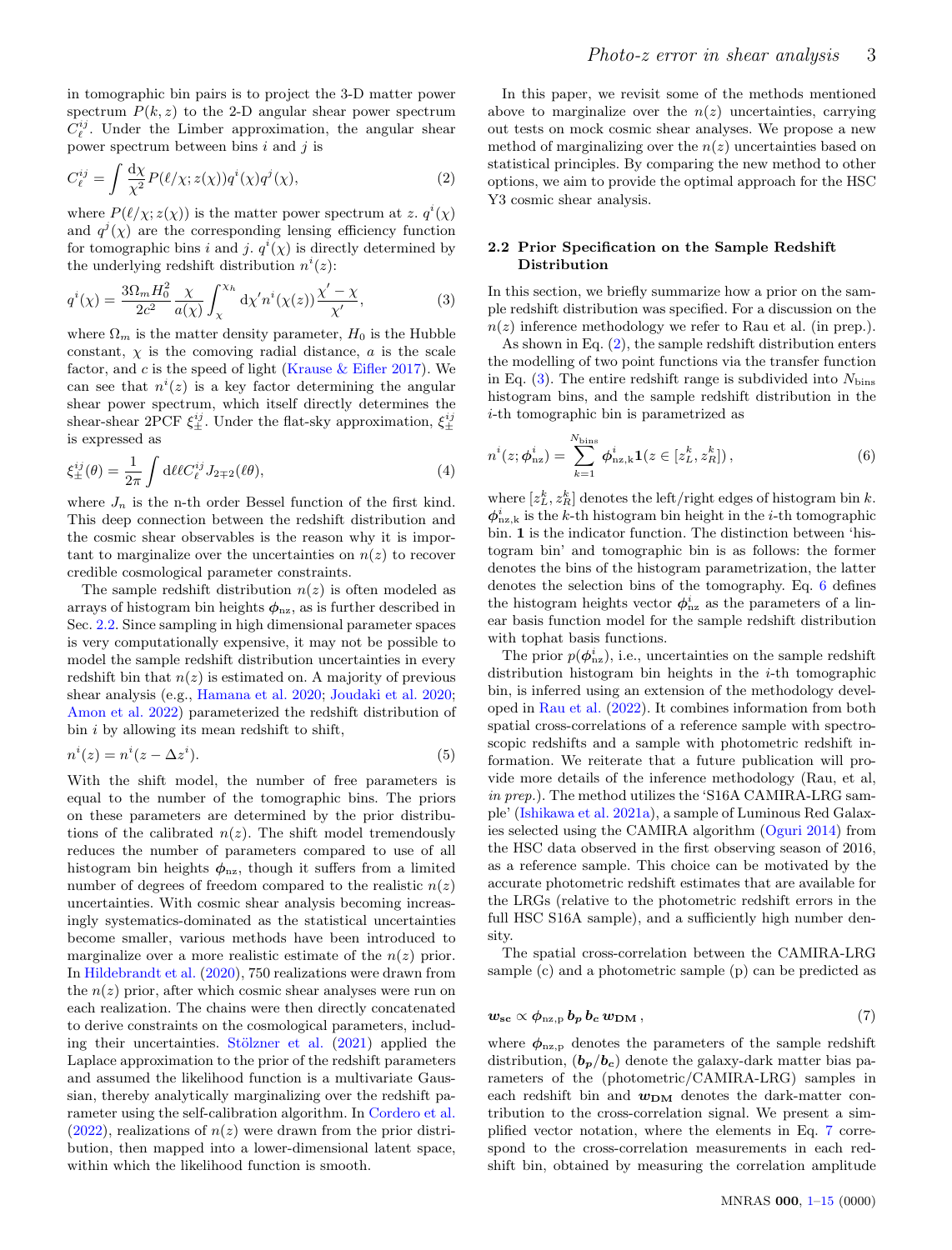in tomographic bin pairs is to project the 3-D matter power spectrum $P(k, z)$ to the 2-D angular shear power spectrum $C_\ell^{ij}$. Under the Limber approximation, the angular shear power spectrum between bins $i$ and $j$ is

$$C_\ell^{ij} = \int \frac{\mathrm{d}\chi}{\chi^2} P(\ell/\chi; z(\chi)) q^i(\chi) q^j(\chi), \tag{2}$$

where $P(\ell/\chi; z(\chi))$ is the matter power spectrum at $z$. $q^i(\chi)$ and $q^j(\chi)$ are the corresponding lensing efficiency function for tomographic bins $i$ and $j$. $q^i(\chi)$ is directly determined by the underlying redshift distribution $n^i(z)$:

$$q^i(\chi) = \frac{3\Omega_m H_0^2}{2c^2} \frac{\chi}{a(\chi)} \int_\chi^{\chi_h} \mathrm{d}\chi' n^i(\chi(z)) \frac{\chi' - \chi}{\chi'}, \tag{3}$$

where $\Omega_m$ is the matter density parameter, $H_0$ is the Hubble constant, $\chi$ is the comoving radial distance, $a$ is the scale factor, and $c$ is the speed of light (Krause & Eifler 2017). We can see that $n^i(z)$ is a key factor determining the angular shear power spectrum, which itself directly determines the shear-shear 2PCF $\xi_\pm^{ij}$. Under the flat-sky approximation, $\xi_\pm^{ij}$ is expressed as

$$\xi_\pm^{ij}(\theta) = \frac{1}{2\pi} \int \mathrm{d}\ell \ell C_\ell^{ij} J_{2\mp 2}(\ell\theta), \tag{4}$$

where $J_n$ is the n-th order Bessel function of the first kind. This deep connection between the redshift distribution and the cosmic shear observables is the reason why it is important to marginalize over the uncertainties on $n(z)$ to recover credible cosmological parameter constraints.

The sample redshift distribution $n(z)$ is often modeled as arrays of histogram bin heights $\boldsymbol{\phi}_{\mathrm{nz}}$, as is further described in Sec. 2.2. Since sampling in high dimensional parameter spaces is very computationally expensive, it may not be possible to model the sample redshift distribution uncertainties in every redshift bin that $n(z)$ is estimated on. A majority of previous shear analysis (e.g., Hamana et al. 2020; Joudaki et al. 2020; Amon et al. 2022) parameterized the redshift distribution of bin $i$ by allowing its mean redshift to shift,

$$n^i(z) = n^i(z - \Delta z^i). \tag{5}$$

With the shift model, the number of free parameters is equal to the number of the tomographic bins. The priors on these parameters are determined by the prior distributions of the calibrated $n(z)$. The shift model tremendously reduces the number of parameters compared to use of all histogram bin heights $\boldsymbol{\phi}_{\mathrm{nz}}$, though it suffers from a limited number of degrees of freedom compared to the realistic $n(z)$ uncertainties. With cosmic shear analysis becoming increasingly systematics-dominated as the statistical uncertainties become smaller, various methods have been introduced to marginalize over a more realistic estimate of the $n(z)$ prior. In Hildebrandt et al. (2020), 750 realizations were drawn from the $n(z)$ prior, after which cosmic shear analyses were run on each realization. The chains were then directly concatenated to derive constraints on the cosmological parameters, including their uncertainties. Stölzner et al. (2021) applied the Laplace approximation to the prior of the redshift parameters and assumed the likelihood function is a multivariate Gaussian, thereby analytically marginalizing over the redshift parameter using the self-calibration algorithm. In Cordero et al. (2022), realizations of $n(z)$ were drawn from the prior distribution, then mapped into a lower-dimensional latent space, within which the likelihood function is smooth.

In this paper, we revisit some of the methods mentioned above to marginalize over the $n(z)$ uncertainties, carrying out tests on mock cosmic shear analyses. We propose a new method of marginalizing over the $n(z)$ uncertainties based on statistical principles. By comparing the new method to other options, we aim to provide the optimal approach for the HSC Y3 cosmic shear analysis.

## 2.2 Prior Specification on the Sample Redshift Distribution

In this section, we briefly summarize how a prior on the sample redshift distribution was specified. For a discussion on the $n(z)$ inference methodology we refer to Rau et al. (in prep.).

As shown in Eq. (2), the sample redshift distribution enters the modelling of two point functions via the transfer function in Eq. (3). The entire redshift range is subdivided into $N_{\mathrm{bins}}$ histogram bins, and the sample redshift distribution in the $i$-th tomographic bin is parametrized as

$$n^i(z; \boldsymbol{\phi}_{\mathrm{nz}}^i) = \sum_{k=1}^{N_{\mathrm{bins}}} \boldsymbol{\phi}_{\mathrm{nz,k}}^i \mathbf{1}(z \in [z_L^k, z_R^k]), \tag{6}$$

where $[z_L^k, z_R^k]$ denotes the left/right edges of histogram bin $k$. $\boldsymbol{\phi}_{\mathrm{nz,k}}^i$ is the $k$-th histogram bin height in the $i$-th tomographic bin. $\mathbf{1}$ is the indicator function. The distinction between 'histogram bin' and tomographic bin is as follows: the former denotes the bins of the histogram parametrization, the latter denotes the selection bins of the tomography. Eq. 6 defines the histogram heights vector $\boldsymbol{\phi}_{\mathrm{nz}}^i$ as the parameters of a linear basis function model for the sample redshift distribution with tophat basis functions.

The prior $p(\boldsymbol{\phi}_{\mathrm{nz}}^i)$, i.e., uncertainties on the sample redshift distribution histogram bin heights in the $i$-th tomographic bin, is inferred using an extension of the methodology developed in Rau et al. (2022). It combines information from both spatial cross-correlations of a reference sample with spectroscopic redshifts and a sample with photometric redshift information. We reiterate that a future publication will provide more details of the inference methodology (Rau, et al, *in prep.*). The method utilizes the 'S16A CAMIRA-LRG sample' (Ishikawa et al. 2021a), a sample of Luminous Red Galaxies selected using the CAMIRA algorithm (Oguri 2014) from the HSC data observed in the first observing season of 2016, as a reference sample. This choice can be motivated by the accurate photometric redshift estimates that are available for the LRGs (relative to the photometric redshift errors in the full HSC S16A sample), and a sufficiently high number density.

The spatial cross-correlation between the CAMIRA-LRG sample (c) and a photometric sample (p) can be predicted as

$$\boldsymbol{w_{\mathrm{sc}}} \propto \boldsymbol{\phi}_{\mathrm{nz,p}} \, \boldsymbol{b_p} \, \boldsymbol{b_c} \, \boldsymbol{w_{\mathrm{DM}}}\,, \tag{7}$$

where $\boldsymbol{\phi}_{\mathrm{nz,p}}$ denotes the parameters of the sample redshift distribution, $(\boldsymbol{b_p}/\boldsymbol{b_c})$ denote the galaxy-dark matter bias parameters of the (photometric/CAMIRA-LRG) samples in each redshift bin and $\boldsymbol{w_{\mathrm{DM}}}$ denotes the dark-matter contribution to the cross-correlation signal. We present a simplified vector notation, where the elements in Eq. 7 correspond to the cross-correlation measurements in each redshift bin, obtained by measuring the correlation amplitude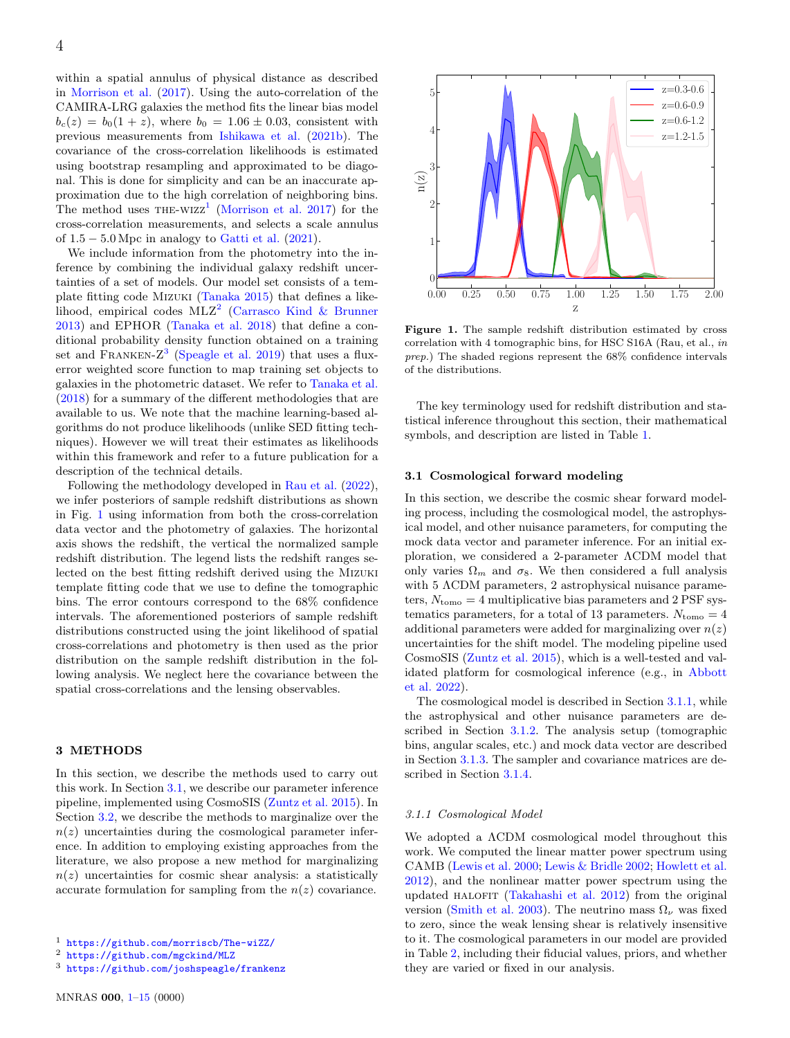within a spatial annulus of physical distance as described in Morrison et al. (2017). Using the auto-correlation of the CAMIRA-LRG galaxies the method fits the linear bias model $b_c(z) = b_0(1+z)$, where $b_0 = 1.06 \pm 0.03$, consistent with previous measurements from Ishikawa et al. (2021b). The covariance of the cross-correlation likelihoods is estimated using bootstrap resampling and approximated to be diagonal. This is done for simplicity and can be an inaccurate approximation due to the high correlation of neighboring bins. The method uses THE-WIZZ[1] (Morrison et al. 2017) for the cross-correlation measurements, and selects a scale annulus of $1.5 - 5.0\,\mathrm{Mpc}$ in analogy to Gatti et al. (2021).

We include information from the photometry into the inference by combining the individual galaxy redshift uncertainties of a set of models. Our model set consists of a template fitting code MIZUKI (Tanaka 2015) that defines a likelihood, empirical codes MLZ[2] (Carrasco Kind & Brunner 2013) and EPHOR (Tanaka et al. 2018) that define a conditional probability density function obtained on a training set and FRANKEN-Z[3] (Speagle et al. 2019) that uses a flux-error weighted score function to map training set objects to galaxies in the photometric dataset. We refer to Tanaka et al. (2018) for a summary of the different methodologies that are available to us. We note that the machine learning-based algorithms do not produce likelihoods (unlike SED fitting techniques). However we will treat their estimates as likelihoods within this framework and refer to a future publication for a description of the technical details.

Following the methodology developed in Rau et al. (2022), we infer posteriors of sample redshift distributions as shown in Fig. 1 using information from both the cross-correlation data vector and the photometry of galaxies. The horizontal axis shows the redshift, the vertical the normalized sample redshift distribution. The legend lists the redshift ranges selected on the best fitting redshift derived using the MIZUKI template fitting code that we use to define the tomographic bins. The error contours correspond to the 68% confidence intervals. The aforementioned posteriors of sample redshift distributions constructed using the joint likelihood of spatial cross-correlations and photometry is then used as the prior distribution on the sample redshift distribution in the following analysis. We neglect here the covariance between the spatial cross-correlations and the lensing observables.

## 3 METHODS

In this section, we describe the methods used to carry out this work. In Section 3.1, we describe our parameter inference pipeline, implemented using CosmoSIS (Zuntz et al. 2015). In Section 3.2, we describe the methods to marginalize over the $n(z)$ uncertainties during the cosmological parameter inference. In addition to employing existing approaches from the literature, we also propose a new method for marginalizing $n(z)$ uncertainties for cosmic shear analysis: a statistically accurate formulation for sampling from the $n(z)$ covariance.

**Figure 1.** The sample redshift distribution estimated by cross correlation with 4 tomographic bins, for HSC S16A (Rau, et al., *in prep.*) The shaded regions represent the 68% confidence intervals of the distributions.

The key terminology used for redshift distribution and statistical inference throughout this section, their mathematical symbols, and description are listed in Table 1.

### 3.1 Cosmological forward modeling

In this section, we describe the cosmic shear forward modeling process, including the cosmological model, the astrophysical model, and other nuisance parameters, for computing the mock data vector and parameter inference. For an initial exploration, we considered a 2-parameter ΛCDM model that only varies $\Omega_m$ and $\sigma_8$. We then considered a full analysis with 5 ΛCDM parameters, 2 astrophysical nuisance parameters, $N_{\rm tomo} = 4$ multiplicative bias parameters and 2 PSF systematics parameters, for a total of 13 parameters. $N_{\rm tomo} = 4$ additional parameters were added for marginalizing over $n(z)$ uncertainties for the shift model. The modeling pipeline used CosmoSIS (Zuntz et al. 2015), which is a well-tested and validated platform for cosmological inference (e.g., in Abbott et al. 2022).

The cosmological model is described in Section 3.1.1, while the astrophysical and other nuisance parameters are described in Section 3.1.2. The analysis setup (tomographic bins, angular scales, etc.) and mock data vector are described in Section 3.1.3. The sampler and covariance matrices are described in Section 3.1.4.

#### 3.1.1 *Cosmological Model*

We adopted a ΛCDM cosmological model throughout this work. We computed the linear matter power spectrum using CAMB (Lewis et al. 2000; Lewis & Bridle 2002; Howlett et al. 2012), and the nonlinear matter power spectrum using the updated HALOFIT (Takahashi et al. 2012) from the original version (Smith et al. 2003). The neutrino mass $\Omega_\nu$ was fixed to zero, since the weak lensing shear is relatively insensitive to it. The cosmological parameters in our model are provided in Table 2, including their fiducial values, priors, and whether they are varied or fixed in our analysis.

[1] https://github.com/morriscb/The-wiZZ/
[2] https://github.com/mgckind/MLZ
[3] https://github.com/joshspeagle/frankenz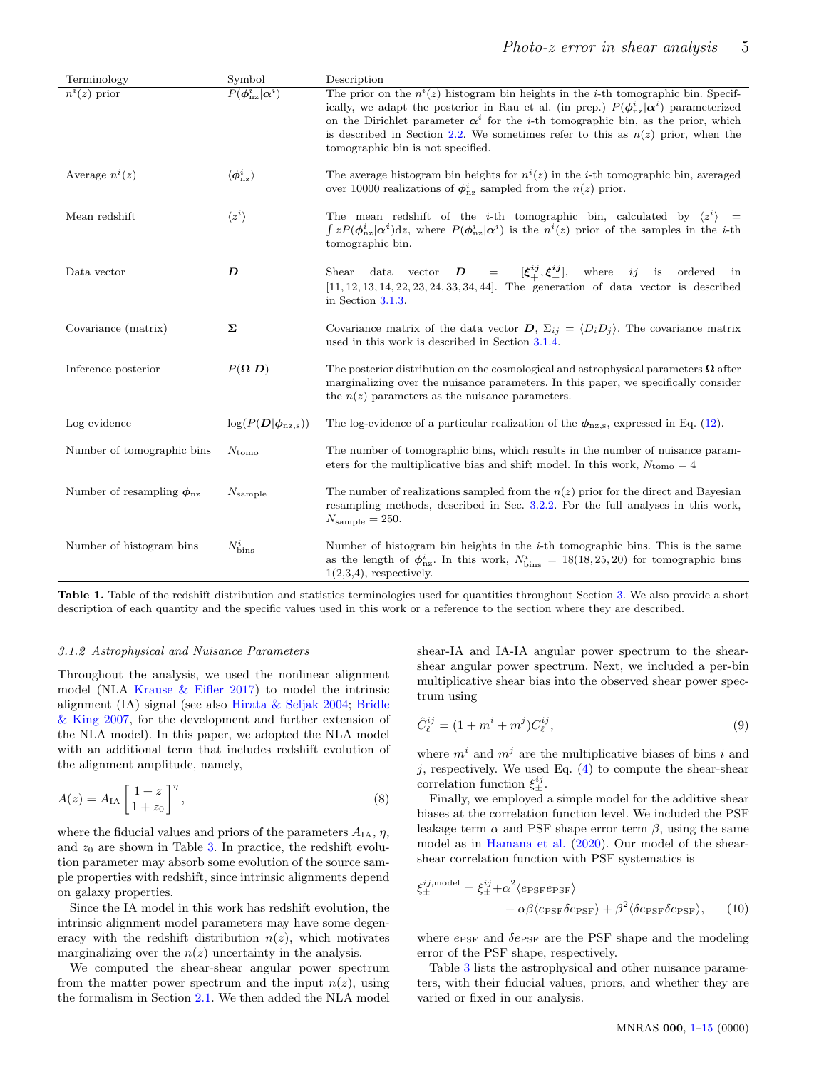| Terminology | Symbol | Description |
|---|---|---|
| $n^i(z)$ prior | $P(\boldsymbol{\phi}^i_{\rm nz}\|\boldsymbol{\alpha}^i)$ | The prior on the $n^i(z)$ histogram bin heights in the $i$-th tomographic bin. Specifically, we adapt the posterior in Rau et al. (in prep.) $P(\boldsymbol{\phi}^i_{\rm nz}\|\boldsymbol{\alpha}^i)$ parameterized on the Dirichlet parameter $\boldsymbol{\alpha}^i$ for the $i$-th tomographic bin, as the prior, which is described in Section 2.2. We sometimes refer to this as $n(z)$ prior, when the tomographic bin is not specified. |
| Average $n^i(z)$ | $\langle\boldsymbol{\phi}^i_{\rm nz}\rangle$ | The average histogram bin heights for $n^i(z)$ in the $i$-th tomographic bin, averaged over 10000 realizations of $\boldsymbol{\phi}^i_{\rm nz}$ sampled from the $n(z)$ prior. |
| Mean redshift | $\langle z^i\rangle$ | The mean redshift of the $i$-th tomographic bin, calculated by $\langle z^i\rangle = \int zP(\boldsymbol{\phi}^i_{\rm nz}\|\boldsymbol{\alpha}^i){\rm d}z$, where $P(\boldsymbol{\phi}^i_{\rm nz}\|\boldsymbol{\alpha}^i)$ is the $n^i(z)$ prior of the samples in the $i$-th tomographic bin. |
| Data vector | $\boldsymbol{D}$ | Shear data vector $\boldsymbol{D} = [\boldsymbol{\xi}^{ij}_{+}, \boldsymbol{\xi}^{ij}_{-}]$, where $ij$ is ordered in [11, 12, 13, 14, 22, 23, 24, 33, 34, 44]. The generation of data vector is described in Section 3.1.3. |
| Covariance (matrix) | $\boldsymbol{\Sigma}$ | Covariance matrix of the data vector $\boldsymbol{D}$, $\Sigma_{ij} = \langle D_i D_j\rangle$. The covariance matrix used in this work is described in Section 3.1.4. |
| Inference posterior | $P(\boldsymbol{\Omega}\|\boldsymbol{D})$ | The posterior distribution on the cosmological and astrophysical parameters $\boldsymbol{\Omega}$ after marginalizing over the nuisance parameters. In this paper, we specifically consider the $n(z)$ parameters as the nuisance parameters. |
| Log evidence | $\log(P(\boldsymbol{D}\|\boldsymbol{\phi}_{\rm nz,s}))$ | The log-evidence of a particular realization of the $\boldsymbol{\phi}_{\rm nz,s}$, expressed in Eq. (12). |
| Number of tomographic bins | $N_{\rm tomo}$ | The number of tomographic bins, which results in the number of nuisance parameters for the multiplicative bias and shift model. In this work, $N_{\rm tomo} = 4$ |
| Number of resampling $\boldsymbol{\phi}_{\rm nz}$ | $N_{\rm sample}$ | The number of realizations sampled from the $n(z)$ prior for the direct and Bayesian resampling methods, described in Sec. 3.2.2. For the full analyses in this work, $N_{\rm sample} = 250$. |
| Number of histogram bins | $N^i_{\rm bins}$ | Number of histogram bin heights in the $i$-th tomographic bins. This is the same as the length of $\boldsymbol{\phi}^i_{\rm nz}$. In this work, $N^i_{\rm bins} = 18(18, 25, 20)$ for tomographic bins 1(2,3,4), respectively. |

**Table 1.** Table of the redshift distribution and statistics terminologies used for quantities throughout Section 3. We also provide a short description of each quantity and the specific values used in this work or a reference to the section where they are described.

#### *3.1.2 Astrophysical and Nuisance Parameters*

Throughout the analysis, we used the nonlinear alignment model (NLA Krause & Eifler 2017) to model the intrinsic alignment (IA) signal (see also Hirata & Seljak 2004; Bridle & King 2007, for the development and further extension of the NLA model). In this paper, we adopted the NLA model with an additional term that includes redshift evolution of the alignment amplitude, namely,

$$A(z) = A_{\rm IA}\left[\frac{1+z}{1+z_0}\right]^{\eta}, \tag{8}$$

where the fiducial values and priors of the parameters $A_{\rm IA}$, $\eta$, and $z_0$ are shown in Table 3. In practice, the redshift evolution parameter may absorb some evolution of the source sample properties with redshift, since intrinsic alignments depend on galaxy properties.

Since the IA model in this work has redshift evolution, the intrinsic alignment model parameters may have some degeneracy with the redshift distribution $n(z)$, which motivates marginalizing over the $n(z)$ uncertainty in the analysis.

We computed the shear-shear angular power spectrum from the matter power spectrum and the input $n(z)$, using the formalism in Section 2.1. We then added the NLA model shear-IA and IA-IA angular power spectrum to the shear-shear angular power spectrum. Next, we included a per-bin multiplicative shear bias into the observed shear power spectrum using

$$\hat{C}^{ij}_{\ell} = (1 + m^i + m^j)C^{ij}_{\ell}, \tag{9}$$

where $m^i$ and $m^j$ are the multiplicative biases of bins $i$ and $j$, respectively. We used Eq. (4) to compute the shear-shear correlation function $\xi^{ij}_{\pm}$.

Finally, we employed a simple model for the additive shear biases at the correlation function level. We included the PSF leakage term $\alpha$ and PSF shape error term $\beta$, using the same model as in Hamana et al. (2020). Our model of the shear-shear correlation function with PSF systematics is

$$\xi^{ij,{\rm model}}_{\pm} = \xi^{ij}_{\pm} + \alpha^2\langle e_{\rm PSF}e_{\rm PSF}\rangle + \alpha\beta\langle e_{\rm PSF}\delta e_{\rm PSF}\rangle + \beta^2\langle\delta e_{\rm PSF}\delta e_{\rm PSF}\rangle, \tag{10}$$

where $e_{\rm PSF}$ and $\delta e_{\rm PSF}$ are the PSF shape and the modeling error of the PSF shape, respectively.

Table 3 lists the astrophysical and other nuisance parameters, with their fiducial values, priors, and whether they are varied or fixed in our analysis.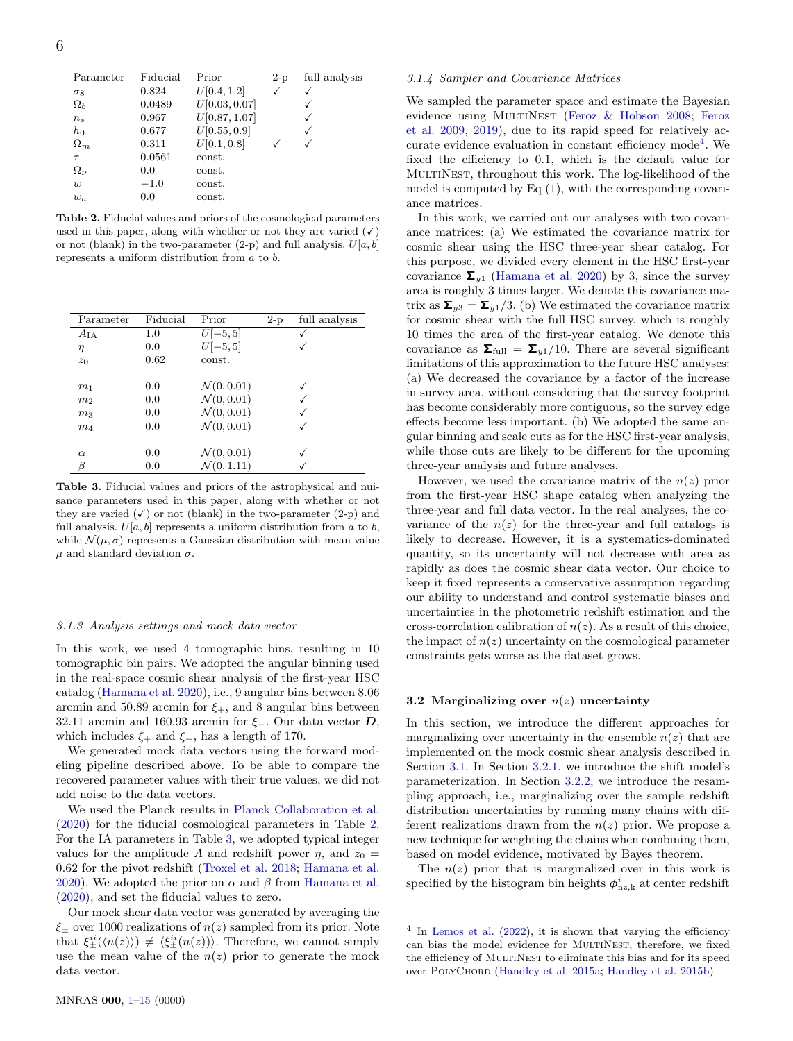| Parameter | Fiducial | Prior | 2-p | full analysis |
|---|---|---|---|---|
| $\sigma_8$ | 0.824 | $U[0.4, 1.2]$ | ✓ | ✓ |
| $\Omega_b$ | 0.0489 | $U[0.03, 0.07]$ | | ✓ |
| $n_s$ | 0.967 | $U[0.87, 1.07]$ | | ✓ |
| $h_0$ | 0.677 | $U[0.55, 0.9]$ | | ✓ |
| $\Omega_m$ | 0.311 | $U[0.1, 0.8]$ | ✓ | ✓ |
| $\tau$ | 0.0561 | const. | | |
| $\Omega_\nu$ | 0.0 | const. | | |
| $w$ | $-1.0$ | const. | | |
| $w_a$ | 0.0 | const. | | |

**Table 2.** Fiducial values and priors of the cosmological parameters used in this paper, along with whether or not they are varied (✓) or not (blank) in the two-parameter (2-p) and full analysis. $U[a, b]$ represents a uniform distribution from $a$ to $b$.

| Parameter | Fiducial | Prior | 2-p | full analysis |
|---|---|---|---|---|
| $A_{\rm IA}$ | 1.0 | $U[-5, 5]$ | | ✓ |
| $\eta$ | 0.0 | $U[-5, 5]$ | | ✓ |
| $z_0$ | 0.62 | const. | | |
| $m_1$ | 0.0 | $\mathcal{N}(0, 0.01)$ | | ✓ |
| $m_2$ | 0.0 | $\mathcal{N}(0, 0.01)$ | | ✓ |
| $m_3$ | 0.0 | $\mathcal{N}(0, 0.01)$ | | ✓ |
| $m_4$ | 0.0 | $\mathcal{N}(0, 0.01)$ | | ✓ |
| $\alpha$ | 0.0 | $\mathcal{N}(0, 0.01)$ | | ✓ |
| $\beta$ | 0.0 | $\mathcal{N}(0, 1.11)$ | | ✓ |

**Table 3.** Fiducial values and priors of the astrophysical and nuisance parameters used in this paper, along with whether or not they are varied (✓) or not (blank) in the two-parameter (2-p) and full analysis. $U[a, b]$ represents a uniform distribution from $a$ to $b$, while $\mathcal{N}(\mu, \sigma)$ represents a Gaussian distribution with mean value $\mu$ and standard deviation $\sigma$.

#### 3.1.3 Analysis settings and mock data vector

In this work, we used 4 tomographic bins, resulting in 10 tomographic bin pairs. We adopted the angular binning used in the real-space cosmic shear analysis of the first-year HSC catalog (Hamana et al. 2020), i.e., 9 angular bins between 8.06 arcmin and 50.89 arcmin for $\xi_+$, and 8 angular bins between 32.11 arcmin and 160.93 arcmin for $\xi_-$. Our data vector $\boldsymbol{D}$, which includes $\xi_+$ and $\xi_-$, has a length of 170.

We generated mock data vectors using the forward modeling pipeline described above. To be able to compare the recovered parameter values with their true values, we did not add noise to the data vectors.

We used the Planck results in Planck Collaboration et al. (2020) for the fiducial cosmological parameters in Table 2. For the IA parameters in Table 3, we adopted typical integer values for the amplitude $A$ and redshift power $\eta$, and $z_0 = 0.62$ for the pivot redshift (Troxel et al. 2018; Hamana et al. 2020). We adopted the prior on $\alpha$ and $\beta$ from Hamana et al. (2020), and set the fiducial values to zero.

Our mock shear data vector was generated by averaging the $\xi_\pm$ over 1000 realizations of $n(z)$ sampled from its prior. Note that $\xi^{ii}_\pm(\langle n(z)\rangle) \neq \langle \xi^{ii}_\pm(n(z))\rangle$. Therefore, we cannot simply use the mean value of the $n(z)$ prior to generate the mock data vector.

#### 3.1.4 Sampler and Covariance Matrices

We sampled the parameter space and estimate the Bayesian evidence using MultiNest (Feroz & Hobson 2008; Feroz et al. 2009, 2019), due to its rapid speed for relatively accurate evidence evaluation in constant efficiency mode[4]. We fixed the efficiency to 0.1, which is the default value for MultiNest, throughout this work. The log-likelihood of the model is computed by Eq (1), with the corresponding covariance matrices.

In this work, we carried out our analyses with two covariance matrices: (a) We estimated the covariance matrix for cosmic shear using the HSC three-year shear catalog. For this purpose, we divided every element in the HSC first-year covariance $\boldsymbol{\Sigma}_{y1}$ (Hamana et al. 2020) by 3, since the survey area is roughly 3 times larger. We denote this covariance matrix as $\boldsymbol{\Sigma}_{y3} = \boldsymbol{\Sigma}_{y1}/3$. (b) We estimated the covariance matrix for cosmic shear with the full HSC survey, which is roughly 10 times the area of the first-year catalog. We denote this covariance as $\boldsymbol{\Sigma}_{\rm full} = \boldsymbol{\Sigma}_{y1}/10$. There are several significant limitations of this approximation to the future HSC analyses: (a) We decreased the covariance by a factor of the increase in survey area, without considering that the survey footprint has become considerably more contiguous, so the survey edge effects become less important. (b) We adopted the same angular binning and scale cuts as for the HSC first-year analysis, while those cuts are likely to be different for the upcoming three-year analysis and future analyses.

However, we used the covariance matrix of the $n(z)$ prior from the first-year HSC shape catalog when analyzing the three-year and full data vector. In the real analyses, the covariance of the $n(z)$ for the three-year and full catalogs is likely to decrease. However, it is a systematics-dominated quantity, so its uncertainty will not decrease with area as rapidly as does the cosmic shear data vector. Our choice to keep it fixed represents a conservative assumption regarding our ability to understand and control systematic biases and uncertainties in the photometric redshift estimation and the cross-correlation calibration of $n(z)$. As a result of this choice, the impact of $n(z)$ uncertainty on the cosmological parameter constraints gets worse as the dataset grows.

### 3.2 Marginalizing over $n(z)$ uncertainty

In this section, we introduce the different approaches for marginalizing over uncertainty in the ensemble $n(z)$ that are implemented on the mock cosmic shear analysis described in Section 3.1. In Section 3.2.1, we introduce the shift model's parameterization. In Section 3.2.2, we introduce the resampling approach, i.e., marginalizing over the sample redshift distribution uncertainties by running many chains with different realizations drawn from the $n(z)$ prior. We propose a new technique for weighting the chains when combining them, based on model evidence, motivated by Bayes theorem.

The $n(z)$ prior that is marginalized over in this work is specified by the histogram bin heights $\boldsymbol{\phi}^i_{\rm nz,k}$ at center redshift

[4] In Lemos et al. (2022), it is shown that varying the efficiency can bias the model evidence for MultiNest, therefore, we fixed the efficiency of MultiNest to eliminate this bias and for its speed over PolyChord (Handley et al. 2015a; Handley et al. 2015b)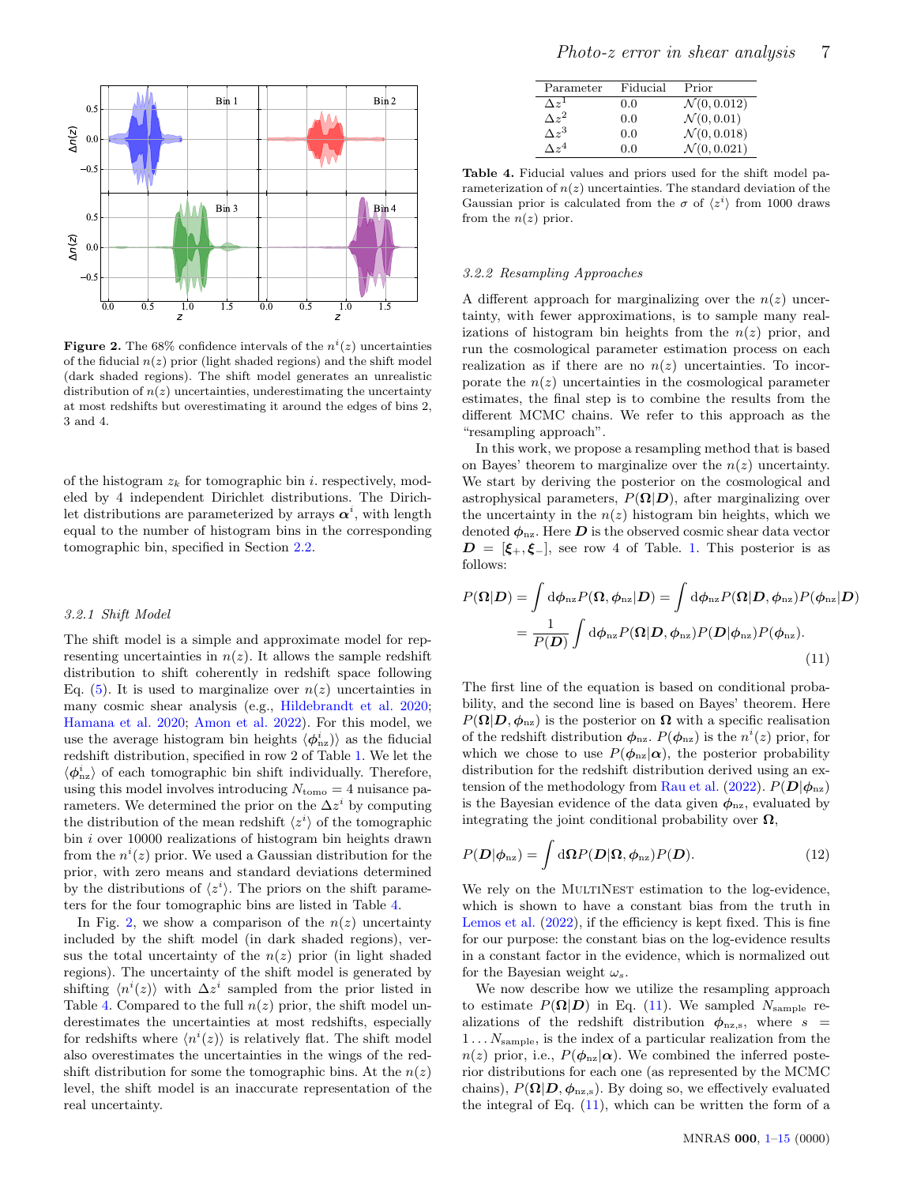**Figure 2.** The 68% confidence intervals of the $n^i(z)$ uncertainties of the fiducial $n(z)$ prior (light shaded regions) and the shift model (dark shaded regions). The shift model generates an unrealistic distribution of $n(z)$ uncertainties, underestimating the uncertainty at most redshifts but overestimating it around the edges of bins 2, 3 and 4.

of the histogram $z_k$ for tomographic bin $i$. respectively, modeled by 4 independent Dirichlet distributions. The Dirichlet distributions are parameterized by arrays $\boldsymbol{\alpha}^i$, with length equal to the number of histogram bins in the corresponding tomographic bin, specified in Section 2.2.

### 3.2.1 Shift Model

The shift model is a simple and approximate model for representing uncertainties in $n(z)$. It allows the sample redshift distribution to shift coherently in redshift space following Eq. (5). It is used to marginalize over $n(z)$ uncertainties in many cosmic shear analysis (e.g., Hildebrandt et al. 2020; Hamana et al. 2020; Amon et al. 2022). For this model, we use the average histogram bin heights $\langle \boldsymbol{\phi}^i_{\rm nz} \rangle$ as the fiducial redshift distribution, specified in row 2 of Table 1. We let the $\langle \boldsymbol{\phi}^i_{\rm nz} \rangle$ of each tomographic bin shift individually. Therefore, using this model involves introducing $N_{\rm tomo} = 4$ nuisance parameters. We determined the prior on the $\Delta z^i$ by computing the distribution of the mean redshift $\langle z^i \rangle$ of the tomographic bin $i$ over 10000 realizations of histogram bin heights drawn from the $n^i(z)$ prior. We used a Gaussian distribution for the prior, with zero means and standard deviations determined by the distributions of $\langle z^i \rangle$. The priors on the shift parameters for the four tomographic bins are listed in Table 4.

In Fig. 2, we show a comparison of the $n(z)$ uncertainty included by the shift model (in dark shaded regions), versus the total uncertainty of the $n(z)$ prior (in light shaded regions). The uncertainty of the shift model is generated by shifting $\langle n^i(z) \rangle$ with $\Delta z^i$ sampled from the prior listed in Table 4. Compared to the full $n(z)$ prior, the shift model underestimates the uncertainty at most redshifts, especially for redshifts where $\langle n^i(z) \rangle$ is relatively flat. The shift model also overestimates the uncertainties in the wings of the redshift distribution for some the tomographic bins. At the $n(z)$ level, the shift model is an inaccurate representation of the real uncertainty.

| Parameter | Fiducial | Prior |
|---|---|---|
| $\Delta z^1$ | 0.0 | $\mathcal{N}(0, 0.012)$ |
| $\Delta z^2$ | 0.0 | $\mathcal{N}(0, 0.01)$ |
| $\Delta z^3$ | 0.0 | $\mathcal{N}(0, 0.018)$ |
| $\Delta z^4$ | 0.0 | $\mathcal{N}(0, 0.021)$ |

**Table 4.** Fiducial values and priors used for the shift model parameterization of $n(z)$ uncertainties. The standard deviation of the Gaussian prior is calculated from the $\sigma$ of $\langle z^i \rangle$ from 1000 draws from the $n(z)$ prior.

### 3.2.2 Resampling Approaches

A different approach for marginalizing over the $n(z)$ uncertainty, with fewer approximations, is to sample many realizations of histogram bin heights from the $n(z)$ prior, and run the cosmological parameter estimation process on each realization as if there are no $n(z)$ uncertainties. To incorporate the $n(z)$ uncertainties in the cosmological parameter estimates, the final step is to combine the results from the different MCMC chains. We refer to this approach as the "resampling approach".

In this work, we propose a resampling method that is based on Bayes' theorem to marginalize over the $n(z)$ uncertainty. We start by deriving the posterior on the cosmological and astrophysical parameters, $P(\boldsymbol{\Omega}|\boldsymbol{D})$, after marginalizing over the uncertainty in the $n(z)$ histogram bin heights, which we denoted $\boldsymbol{\phi}_{\rm nz}$. Here $\boldsymbol{D}$ is the observed cosmic shear data vector $\boldsymbol{D} = [\boldsymbol{\xi}_+, \boldsymbol{\xi}_-]$, see row 4 of Table. 1. This posterior is as follows:

$$
\begin{aligned}
P(\boldsymbol{\Omega}|\boldsymbol{D}) &= \int \mathrm{d}\boldsymbol{\phi}_{\rm nz} P(\boldsymbol{\Omega}, \boldsymbol{\phi}_{\rm nz}|\boldsymbol{D}) = \int \mathrm{d}\boldsymbol{\phi}_{\rm nz} P(\boldsymbol{\Omega}|\boldsymbol{D}, \boldsymbol{\phi}_{\rm nz}) P(\boldsymbol{\phi}_{\rm nz}|\boldsymbol{D}) \\
&= \frac{1}{P(\boldsymbol{D})} \int \mathrm{d}\boldsymbol{\phi}_{\rm nz} P(\boldsymbol{\Omega}|\boldsymbol{D}, \boldsymbol{\phi}_{\rm nz}) P(\boldsymbol{D}|\boldsymbol{\phi}_{\rm nz}) P(\boldsymbol{\phi}_{\rm nz}).
\end{aligned}
\tag{11}
$$

The first line of the equation is based on conditional probability, and the second line is based on Bayes' theorem. Here $P(\boldsymbol{\Omega}|\boldsymbol{D}, \boldsymbol{\phi}_{\rm nz})$ is the posterior on $\boldsymbol{\Omega}$ with a specific realisation of the redshift distribution $\boldsymbol{\phi}_{\rm nz}$. $P(\boldsymbol{\phi}_{\rm nz})$ is the $n^i(z)$ prior, for which we chose to use $P(\boldsymbol{\phi}_{\rm nz}|\boldsymbol{\alpha})$, the posterior probability distribution for the redshift distribution derived using an extension of the methodology from Rau et al. (2022). $P(\boldsymbol{D}|\boldsymbol{\phi}_{\rm nz})$ is the Bayesian evidence of the data given $\boldsymbol{\phi}_{\rm nz}$, evaluated by integrating the joint conditional probability over $\boldsymbol{\Omega}$,

$$
P(\boldsymbol{D}|\boldsymbol{\phi}_{\rm nz}) = \int \mathrm{d}\boldsymbol{\Omega} P(\boldsymbol{D}|\boldsymbol{\Omega}, \boldsymbol{\phi}_{\rm nz}) P(\boldsymbol{D}). \tag{12}
$$

We rely on the MultiNest estimation to the log-evidence, which is shown to have a constant bias from the truth in Lemos et al. (2022), if the efficiency is kept fixed. This is fine for our purpose: the constant bias on the log-evidence results in a constant factor in the evidence, which is normalized out for the Bayesian weight $\omega_s$.

We now describe how we utilize the resampling approach to estimate $P(\boldsymbol{\Omega}|\boldsymbol{D})$ in Eq. (11). We sampled $N_{\rm sample}$ realizations of the redshift distribution $\boldsymbol{\phi}_{\rm nz,s}$, where $s = 1 \ldots N_{\rm sample}$, is the index of a particular realization from the $n(z)$ prior, i.e., $P(\boldsymbol{\phi}_{\rm nz}|\boldsymbol{\alpha})$. We combined the inferred posterior distributions for each one (as represented by the MCMC chains), $P(\boldsymbol{\Omega}|\boldsymbol{D}, \boldsymbol{\phi}_{\rm nz,s})$. By doing so, we effectively evaluated the integral of Eq. (11), which can be written the form of a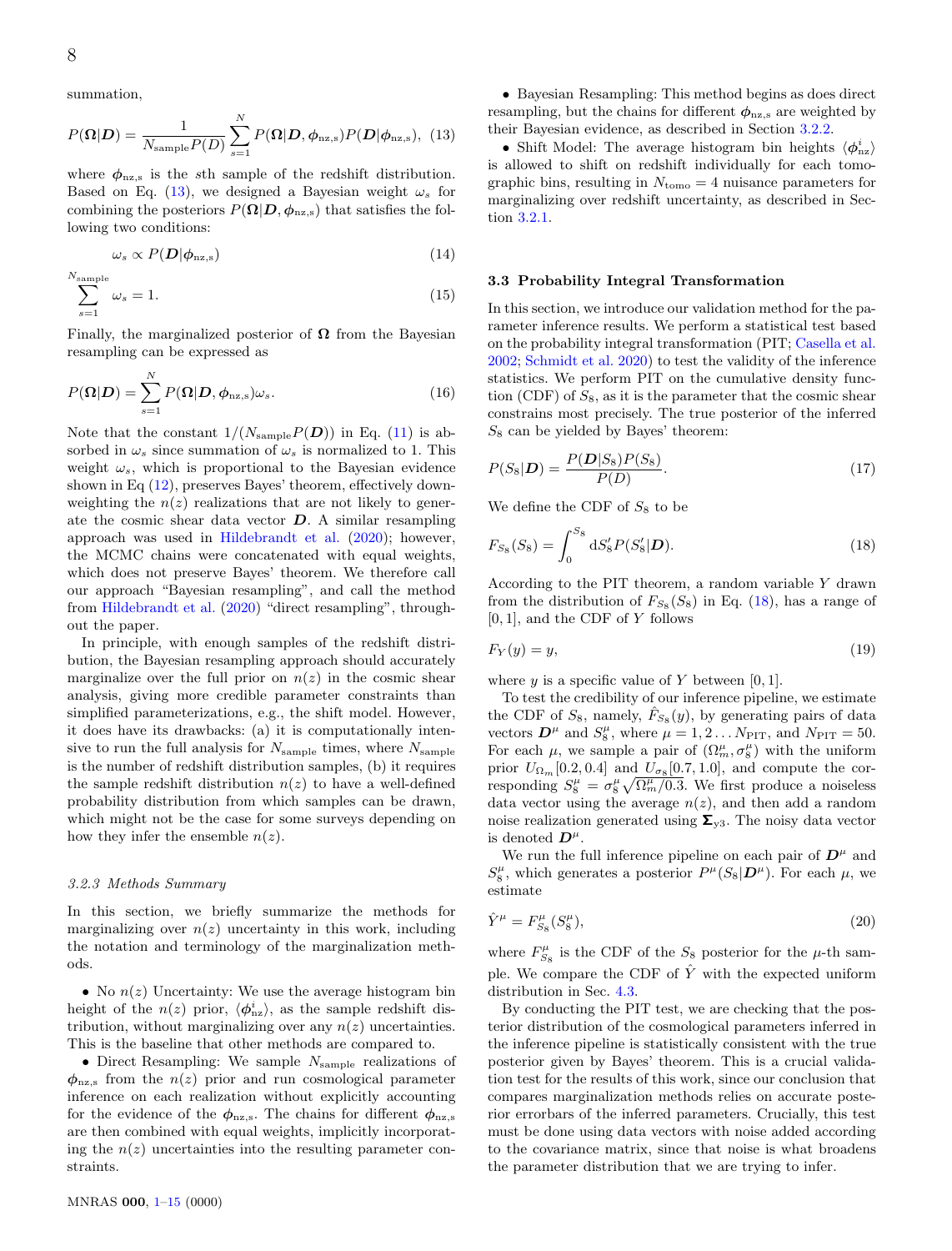summation,

$$P(\boldsymbol{\Omega}|\boldsymbol{D}) = \frac{1}{N_{\rm sample}P(D)}\sum_{s=1}^{N} P(\boldsymbol{\Omega}|\boldsymbol{D}, \boldsymbol{\phi}_{\rm nz,s})P(\boldsymbol{D}|\boldsymbol{\phi}_{\rm nz,s}), \quad (13)$$

where $\boldsymbol{\phi}_{\rm nz,s}$ is the $s$th sample of the redshift distribution. Based on Eq. (13), we designed a Bayesian weight $\omega_s$ for combining the posteriors $P(\boldsymbol{\Omega}|\boldsymbol{D}, \boldsymbol{\phi}_{\rm nz,s})$ that satisfies the following two conditions:

$$\omega_s \propto P(\boldsymbol{D}|\boldsymbol{\phi}_{\rm nz,s}) \quad (14)$$

$$\sum_{s=1}^{N_{\rm sample}} \omega_s = 1. \quad (15)$$

Finally, the marginalized posterior of $\boldsymbol{\Omega}$ from the Bayesian resampling can be expressed as

$$P(\boldsymbol{\Omega}|\boldsymbol{D}) = \sum_{s=1}^{N} P(\boldsymbol{\Omega}|\boldsymbol{D}, \boldsymbol{\phi}_{\rm nz,s})\omega_s. \quad (16)$$

Note that the constant $1/(N_{\rm sample}P(\boldsymbol{D}))$ in Eq. (11) is absorbed in $\omega_s$ since summation of $\omega_s$ is normalized to 1. This weight $\omega_s$, which is proportional to the Bayesian evidence shown in Eq (12), preserves Bayes' theorem, effectively down-weighting the $n(z)$ realizations that are not likely to generate the cosmic shear data vector $\boldsymbol{D}$. A similar resampling approach was used in Hildebrandt et al. (2020); however, the MCMC chains were concatenated with equal weights, which does not preserve Bayes' theorem. We therefore call our approach "Bayesian resampling", and call the method from Hildebrandt et al. (2020) "direct resampling", throughout the paper.

In principle, with enough samples of the redshift distribution, the Bayesian resampling approach should accurately marginalize over the full prior on $n(z)$ in the cosmic shear analysis, giving more credible parameter constraints than simplified parameterizations, e.g., the shift model. However, it does have its drawbacks: (a) it is computationally intensive to run the full analysis for $N_{\rm sample}$ times, where $N_{\rm sample}$ is the number of redshift distribution samples, (b) it requires the sample redshift distribution $n(z)$ to have a well-defined probability distribution from which samples can be drawn, which might not be the case for some surveys depending on how they infer the ensemble $n(z)$.

### 3.2.3 Methods Summary

In this section, we briefly summarize the methods for marginalizing over $n(z)$ uncertainty in this work, including the notation and terminology of the marginalization methods.

- No $n(z)$ Uncertainty: We use the average histogram bin height of the $n(z)$ prior, $\langle \boldsymbol{\phi}^i_{\rm nz} \rangle$, as the sample redshift distribution, without marginalizing over any $n(z)$ uncertainties. This is the baseline that other methods are compared to.
- Direct Resampling: We sample $N_{\rm sample}$ realizations of $\boldsymbol{\phi}_{\rm nz,s}$ from the $n(z)$ prior and run cosmological parameter inference on each realization without explicitly accounting for the evidence of the $\boldsymbol{\phi}_{\rm nz,s}$. The chains for different $\boldsymbol{\phi}_{\rm nz,s}$ are then combined with equal weights, implicitly incorporating the $n(z)$ uncertainties into the resulting parameter constraints.
- Bayesian Resampling: This method begins as does direct resampling, but the chains for different $\boldsymbol{\phi}_{\rm nz,s}$ are weighted by their Bayesian evidence, as described in Section 3.2.2.
- Shift Model: The average histogram bin heights $\langle \boldsymbol{\phi}^i_{\rm nz} \rangle$ is allowed to shift on redshift individually for each tomographic bins, resulting in $N_{\rm tomo} = 4$ nuisance parameters for marginalizing over redshift uncertainty, as described in Section 3.2.1.

## 3.3 Probability Integral Transformation

In this section, we introduce our validation method for the parameter inference results. We perform a statistical test based on the probability integral transformation (PIT; Casella et al. 2002; Schmidt et al. 2020) to test the validity of the inference statistics. We perform PIT on the cumulative density function (CDF) of $S_8$, as it is the parameter that the cosmic shear constrains most precisely. The true posterior of the inferred $S_8$ can be yielded by Bayes' theorem:

$$P(S_8|\boldsymbol{D}) = \frac{P(\boldsymbol{D}|S_8)P(S_8)}{P(D)}. \quad (17)$$

We define the CDF of $S_8$ to be

$$F_{S_8}(S_8) = \int_0^{S_8} {\rm d}S_8' P(S_8'|\boldsymbol{D}). \quad (18)$$

According to the PIT theorem, a random variable $Y$ drawn from the distribution of $F_{S_8}(S_8)$ in Eq. (18), has a range of $[0, 1]$, and the CDF of $Y$ follows

$$F_Y(y) = y, \quad (19)$$

where $y$ is a specific value of $Y$ between $[0, 1]$.

To test the credibility of our inference pipeline, we estimate the CDF of $S_8$, namely, $\hat{F}_{S_8}(y)$, by generating pairs of data vectors $\boldsymbol{D}^\mu$ and $S_8^\mu$, where $\mu = 1, 2 \ldots N_{\rm PIT}$, and $N_{\rm PIT} = 50$. For each $\mu$, we sample a pair of $(\Omega_m^\mu, \sigma_8^\mu)$ with the uniform prior $U_{\Omega_m}[0.2, 0.4]$ and $U_{\sigma_8}[0.7, 1.0]$, and compute the corresponding $S_8^\mu = \sigma_8^\mu\sqrt{\Omega_m^\mu/0.3}$. We first produce a noiseless data vector using the average $n(z)$, and then add a random noise realization generated using $\boldsymbol{\Sigma}_{\rm y3}$. The noisy data vector is denoted $\boldsymbol{D}^\mu$.

We run the full inference pipeline on each pair of $\boldsymbol{D}^\mu$ and $S_8^\mu$, which generates a posterior $P^\mu(S_8|\boldsymbol{D}^\mu)$. For each $\mu$, we estimate

$$\hat{Y}^\mu = F^\mu_{S_8}(S_8^\mu), \quad (20)$$

where $F^\mu_{S_8}$ is the CDF of the $S_8$ posterior for the $\mu$-th sample. We compare the CDF of $\hat{Y}$ with the expected uniform distribution in Sec. 4.3.

By conducting the PIT test, we are checking that the posterior distribution of the cosmological parameters inferred in the inference pipeline is statistically consistent with the true posterior given by Bayes' theorem. This is a crucial validation test for the results of this work, since our conclusion that compares marginalization methods relies on accurate posterior errorbars of the inferred parameters. Crucially, this test must be done using data vectors with noise added according to the covariance matrix, since that noise is what broadens the parameter distribution that we are trying to infer.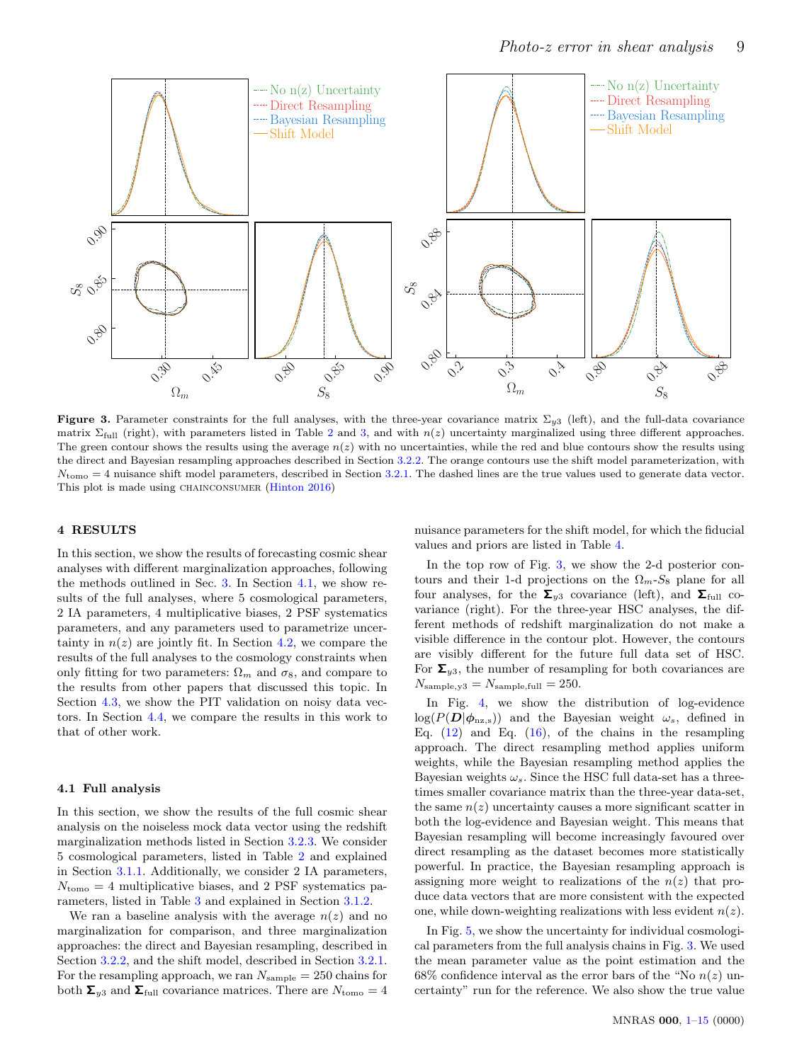**Figure 3.** Parameter constraints for the full analyses, with the three-year covariance matrix $\Sigma_{y3}$ (left), and the full-data covariance matrix $\Sigma_{\rm full}$ (right), with parameters listed in Table 2 and 3, and with $n(z)$ uncertainty marginalized using three different approaches. The green contour shows the results using the average $n(z)$ with no uncertainties, while the red and blue contours show the results using the direct and Bayesian resampling approaches described in Section 3.2.2. The orange contours use the shift model parameterization, with $N_{\rm tomo} = 4$ nuisance shift model parameters, described in Section 3.2.1. The dashed lines are the true values used to generate data vector. This plot is made using CHAINCONSUMER (Hinton 2016)

## 4 RESULTS

In this section, we show the results of forecasting cosmic shear analyses with different marginalization approaches, following the methods outlined in Sec. 3. In Section 4.1, we show results of the full analyses, where 5 cosmological parameters, 2 IA parameters, 4 multiplicative biases, 2 PSF systematics parameters, and any parameters used to parametrize uncertainty in $n(z)$ are jointly fit. In Section 4.2, we compare the results of the full analyses to the cosmology constraints when only fitting for two parameters: $\Omega_m$ and $\sigma_8$, and compare to the results from other papers that discussed this topic. In Section 4.3, we show the PIT validation on noisy data vectors. In Section 4.4, we compare the results in this work to that of other work.

### 4.1 Full analysis

In this section, we show the results of the full cosmic shear analysis on the noiseless mock data vector using the redshift marginalization methods listed in Section 3.2.3. We consider 5 cosmological parameters, listed in Table 2 and explained in Section 3.1.1. Additionally, we consider 2 IA parameters, $N_{\rm tomo} = 4$ multiplicative biases, and 2 PSF systematics parameters, listed in Table 3 and explained in Section 3.1.2.

We ran a baseline analysis with the average $n(z)$ and no marginalization for comparison, and three marginalization approaches: the direct and Bayesian resampling, described in Section 3.2.2, and the shift model, described in Section 3.2.1. For the resampling approach, we ran $N_{\rm sample} = 250$ chains for both $\boldsymbol{\Sigma}_{y3}$ and $\boldsymbol{\Sigma}_{\rm full}$ covariance matrices. There are $N_{\rm tomo} = 4$ nuisance parameters for the shift model, for which the fiducial values and priors are listed in Table 4.

In the top row of Fig. 3, we show the 2-d posterior contours and their 1-d projections on the $\Omega_m$-$S_8$ plane for all four analyses, for the $\boldsymbol{\Sigma}_{y3}$ covariance (left), and $\boldsymbol{\Sigma}_{\rm full}$ covariance (right). For the three-year HSC analyses, the different methods of redshift marginalization do not make a visible difference in the contour plot. However, the contours are visibly different for the future full data set of HSC. For $\boldsymbol{\Sigma}_{y3}$, the number of resampling for both covariances are $N_{\rm sample,y3} = N_{\rm sample,full} = 250$.

In Fig. 4, we show the distribution of log-evidence $\log(P(\boldsymbol{D}|\boldsymbol{\phi}_{\rm nz,s}))$ and the Bayesian weight $\omega_s$, defined in Eq. (12) and Eq. (16), of the chains in the resampling approach. The direct resampling method applies uniform weights, while the Bayesian resampling method applies the Bayesian weights $\omega_s$. Since the HSC full data-set has a three-times smaller covariance matrix than the three-year data-set, the same $n(z)$ uncertainty causes a more significant scatter in both the log-evidence and Bayesian weight. This means that Bayesian resampling will become increasingly favoured over direct resampling as the dataset becomes more statistically powerful. In practice, the Bayesian resampling approach is assigning more weight to realizations of the $n(z)$ that produce data vectors that are more consistent with the expected one, while down-weighting realizations with less evident $n(z)$.

In Fig. 5, we show the uncertainty for individual cosmological parameters from the full analysis chains in Fig. 3. We used the mean parameter value as the point estimation and the 68% confidence interval as the error bars of the "No $n(z)$ uncertainty" run for the reference. We also show the true value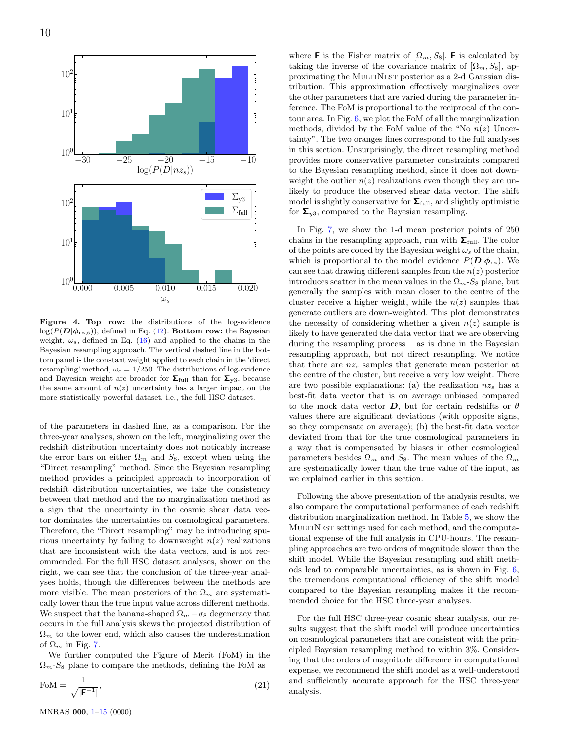**Figure 4. Top row:** the distributions of the log-evidence $\log(P(\boldsymbol{D}|\boldsymbol{\phi}_{\rm nz,s}))$, defined in Eq. (12). **Bottom row:** the Bayesian weight, $\omega_s$, defined in Eq. (16) and applied to the chains in the Bayesian resampling approach. The vertical dashed line in the bottom panel is the constant weight applied to each chain in the 'direct resampling' method, $\omega_c = 1/250$. The distributions of log-evidence and Bayesian weight are broader for $\boldsymbol{\Sigma}_{\rm full}$ than for $\boldsymbol{\Sigma}_{\rm y3}$, because the same amount of $n(z)$ uncertainty has a larger impact on the more statistically powerful dataset, i.e., the full HSC dataset.

of the parameters in dashed line, as a comparison. For the three-year analyses, shown on the left, marginalizing over the redshift distribution uncertainty does not noticably increase the error bars on either $\Omega_m$ and $S_8$, except when using the "Direct resampling" method. Since the Bayesian resampling method provides a principled approach to incorporation of redshift distribution uncertainties, we take the consistency between that method and the no marginalization method as a sign that the uncertainty in the cosmic shear data vector dominates the uncertainties on cosmological parameters. Therefore, the "Direct resampling" may be introducing spurious uncertainty by failing to downweight $n(z)$ realizations that are inconsistent with the data vectors, and is not recommended. For the full HSC dataset analyses, shown on the right, we can see that the conclusion of the three-year analyses holds, though the differences between the methods are more visible. The mean posteriors of the $\Omega_m$ are systematically lower than the true input value across different methods. We suspect that the banana-shaped $\Omega_m - \sigma_8$ degeneracy that occurs in the full analysis skews the projected distribution of $\Omega_m$ to the lower end, which also causes the underestimation of $\Omega_m$ in Fig. 7.

We further computed the Figure of Merit (FoM) in the $\Omega_m$-$S_8$ plane to compare the methods, defining the FoM as

$$\mathrm{FoM} = \frac{1}{\sqrt{|\mathbf{F}^{-1}|}}, \tag{21}$$

where $\mathbf{F}$ is the Fisher matrix of $[\Omega_m, S_8]$. $\mathbf{F}$ is calculated by taking the inverse of the covariance matrix of $[\Omega_m, S_8]$, approximating the MultiNest posterior as a 2-d Gaussian distribution. This approximation effectively marginalizes over the other parameters that are varied during the parameter inference. The FoM is proportional to the reciprocal of the contour area. In Fig. 6, we plot the FoM of all the marginalization methods, divided by the FoM value of the "No $n(z)$ Uncertainty". The two oranges lines correspond to the full analyses in this section. Unsurprisingly, the direct resampling method provides more conservative parameter constraints compared to the Bayesian resampling method, since it does not downweight the outlier $n(z)$ realizations even though they are unlikely to produce the observed shear data vector. The shift model is slightly conservative for $\boldsymbol{\Sigma}_{\rm full}$, and slightly optimistic for $\boldsymbol{\Sigma}_{y3}$, compared to the Bayesian resampling.

In Fig. 7, we show the 1-d mean posterior points of 250 chains in the resampling approach, run with $\boldsymbol{\Sigma}_{\rm full}$. The color of the points are coded by the Bayesian weight $\omega_s$ of the chain, which is proportional to the model evidence $P(\boldsymbol{D}|\boldsymbol{\phi}_{\rm nz})$. We can see that drawing different samples from the $n(z)$ posterior introduces scatter in the mean values in the $\Omega_m$-$S_8$ plane, but generally the samples with mean closer to the centre of the cluster receive a higher weight, while the $n(z)$ samples that generate outliers are down-weighted. This plot demonstrates the necessity of considering whether a given $n(z)$ sample is likely to have generated the data vector that we are observing during the resampling process – as is done in the Bayesian resampling approach, but not direct resampling. We notice that there are $nz_s$ samples that generate mean posterior at the centre of the cluster, but receive a very low weight. There are two possible explanations: (a) the realization $nz_s$ has a best-fit data vector that is on average unbiased compared to the mock data vector $\boldsymbol{D}$, but for certain redshifts or $\theta$ values there are significant deviations (with opposite signs, so they compensate on average); (b) the best-fit data vector deviated from that for the true cosmological parameters in a way that is compensated by biases in other cosmological parameters besides $\Omega_m$ and $S_8$. The mean values of the $\Omega_m$ are systematically lower than the true value of the input, as we explained earlier in this section.

Following the above presentation of the analysis results, we also compare the computational performance of each redshift distribution marginalization method. In Table 5, we show the MultiNest settings used for each method, and the computational expense of the full analysis in CPU-hours. The resampling approaches are two orders of magnitude slower than the shift model. While the Bayesian resampling and shift methods lead to comparable uncertainties, as is shown in Fig. 6, the tremendous computational efficiency of the shift model compared to the Bayesian resampling makes it the recommended choice for the HSC three-year analyses.

For the full HSC three-year cosmic shear analysis, our results suggest that the shift model will produce uncertainties on cosmological parameters that are consistent with the principled Bayesian resampling method to within 3%. Considering that the orders of magnitude difference in computational expense, we recommend the shift model as a well-understood and sufficiently accurate approach for the HSC three-year analysis.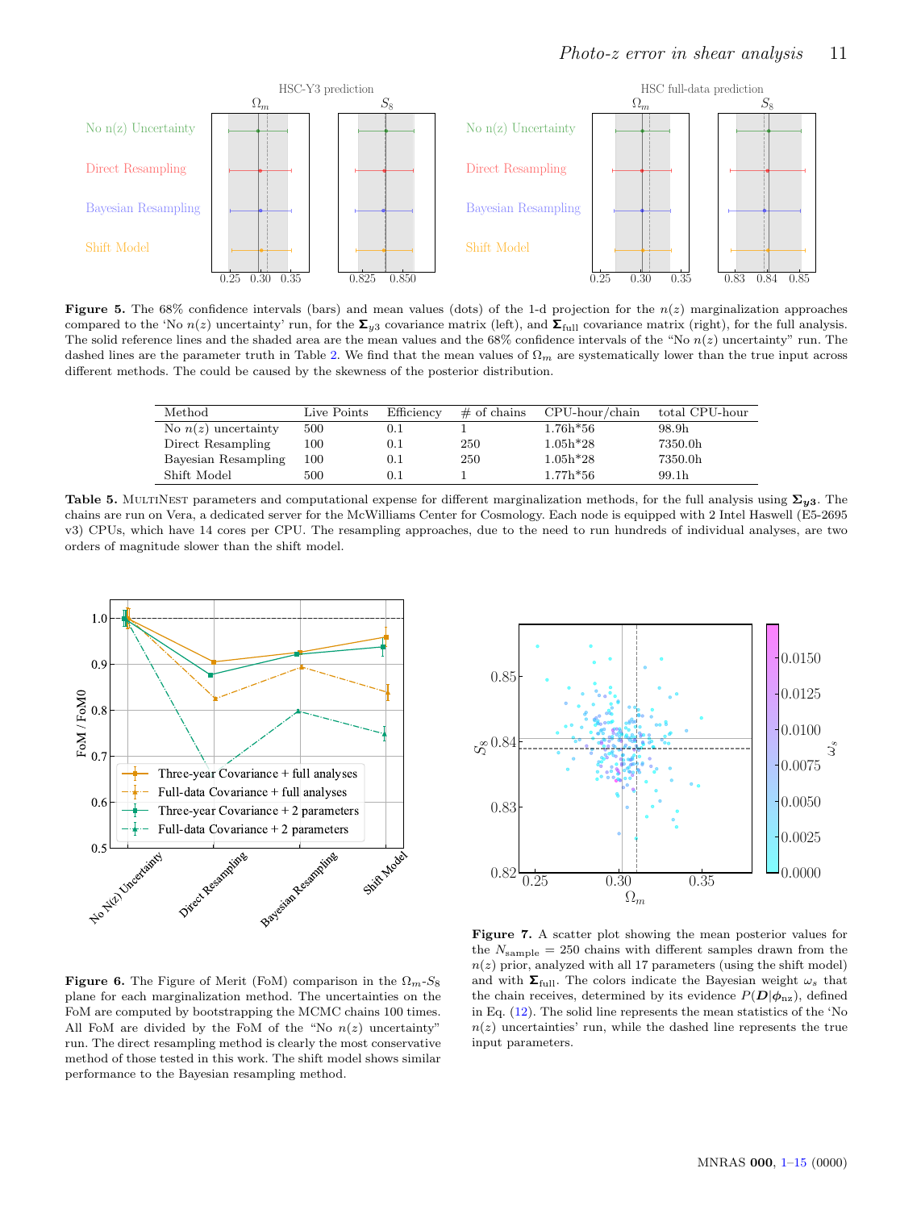**Figure 5.** The 68% confidence intervals (bars) and mean values (dots) of the 1-d projection for the $n(z)$ marginalization approaches compared to the 'No $n(z)$ uncertainty' run, for the $\boldsymbol{\Sigma}_{y3}$ covariance matrix (left), and $\boldsymbol{\Sigma}_{\rm full}$ covariance matrix (right), for the full analysis. The solid reference lines and the shaded area are the mean values and the 68% confidence intervals of the "No $n(z)$ uncertainty" run. The dashed lines are the parameter truth in Table 2. We find that the mean values of $\Omega_m$ are systematically lower than the true input across different methods. The could be caused by the skewness of the posterior distribution.

| Method | Live Points | Efficiency | # of chains | CPU-hour/chain | total CPU-hour |
|---|---|---|---|---|---|
| No $n(z)$ uncertainty | 500 | 0.1 | 1 | 1.76h*56 | 98.9h |
| Direct Resampling | 100 | 0.1 | 250 | 1.05h*28 | 7350.0h |
| Bayesian Resampling | 100 | 0.1 | 250 | 1.05h*28 | 7350.0h |
| Shift Model | 500 | 0.1 | 1 | 1.77h*56 | 99.1h |

**Table 5.** MultiNest parameters and computational expense for different marginalization methods, for the full analysis using $\boldsymbol{\Sigma_{y3}}$. The chains are run on Vera, a dedicated server for the McWilliams Center for Cosmology. Each node is equipped with 2 Intel Haswell (E5-2695 v3) CPUs, which have 14 cores per CPU. The resampling approaches, due to the need to run hundreds of individual analyses, are two orders of magnitude slower than the shift model.

**Figure 6.** The Figure of Merit (FoM) comparison in the $\Omega_m$-$S_8$ plane for each marginalization method. The uncertainties on the FoM are computed by bootstrapping the MCMC chains 100 times. All FoM are divided by the FoM of the "No $n(z)$ uncertainty" run. The direct resampling method is clearly the most conservative method of those tested in this work. The shift model shows similar performance to the Bayesian resampling method.

**Figure 7.** A scatter plot showing the mean posterior values for the $N_{\rm sample} = 250$ chains with different samples drawn from the $n(z)$ prior, analyzed with all 17 parameters (using the shift model) and with $\boldsymbol{\Sigma}_{\rm full}$. The colors indicate the Bayesian weight $\omega_s$ that the chain receives, determined by its evidence $P(\boldsymbol{D}|\boldsymbol{\phi}_{\rm nz})$, defined in Eq. (12). The solid line represents the mean statistics of the 'No $n(z)$ uncertainties' run, while the dashed line represents the true input parameters.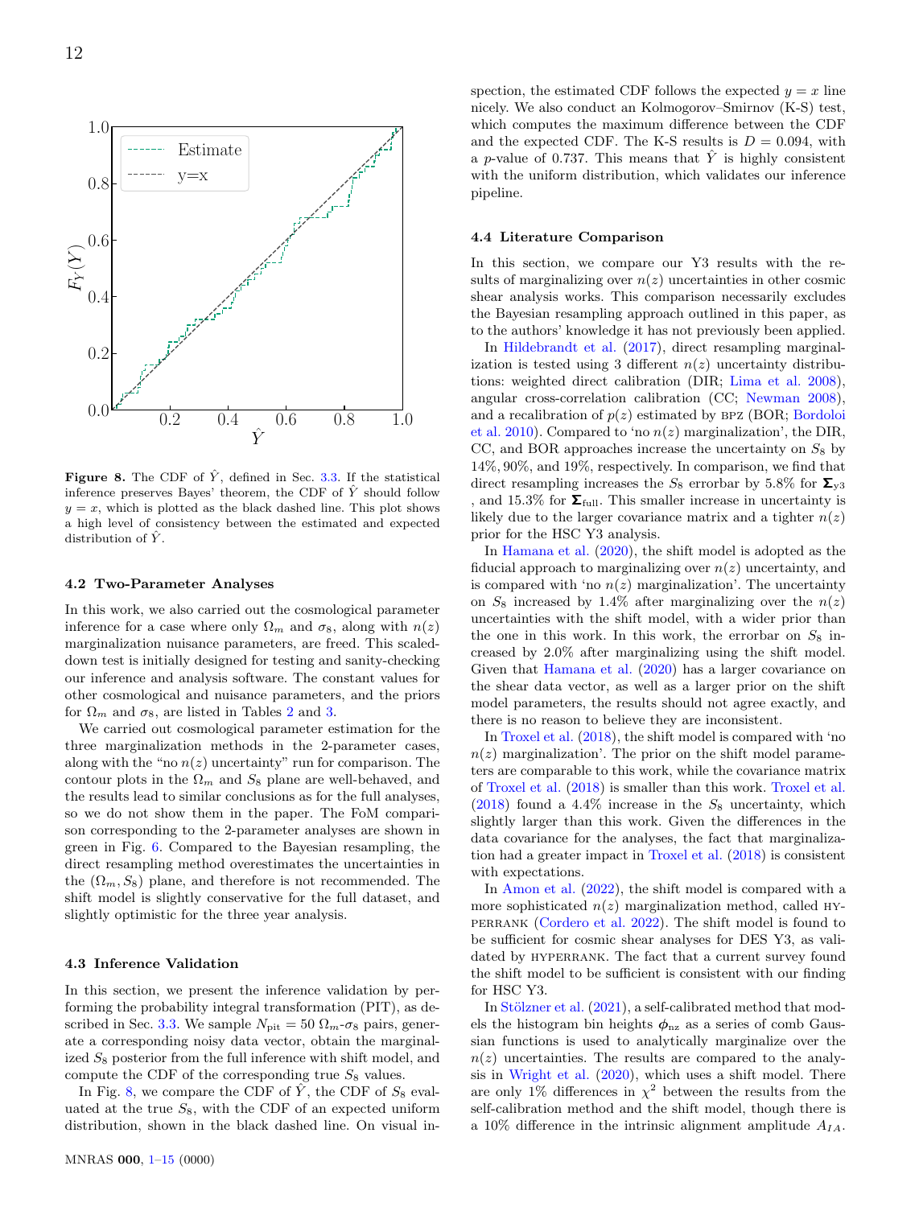**Figure 8.** The CDF of $\hat{Y}$, defined in Sec. 3.3. If the statistical inference preserves Bayes' theorem, the CDF of $\hat{Y}$ should follow $y = x$, which is plotted as the black dashed line. This plot shows a high level of consistency between the estimated and expected distribution of $\hat{Y}$.

### 4.2 Two-Parameter Analyses

In this work, we also carried out the cosmological parameter inference for a case where only $\Omega_m$ and $\sigma_8$, along with $n(z)$ marginalization nuisance parameters, are freed. This scaled-down test is initially designed for testing and sanity-checking our inference and analysis software. The constant values for other cosmological and nuisance parameters, and the priors for $\Omega_m$ and $\sigma_8$, are listed in Tables 2 and 3.

We carried out cosmological parameter estimation for the three marginalization methods in the 2-parameter cases, along with the "no $n(z)$ uncertainty" run for comparison. The contour plots in the $\Omega_m$ and $S_8$ plane are well-behaved, and the results lead to similar conclusions as for the full analyses, so we do not show them in the paper. The FoM comparison corresponding to the 2-parameter analyses are shown in green in Fig. 6. Compared to the Bayesian resampling, the direct resampling method overestimates the uncertainties in the $(\Omega_m, S_8)$ plane, and therefore is not recommended. The shift model is slightly conservative for the full dataset, and slightly optimistic for the three year analysis.

### 4.3 Inference Validation

In this section, we present the inference validation by performing the probability integral transformation (PIT), as described in Sec. 3.3. We sample $N_{\rm pit} = 50$ $\Omega_m$-$\sigma_8$ pairs, generate a corresponding noisy data vector, obtain the marginalized $S_8$ posterior from the full inference with shift model, and compute the CDF of the corresponding true $S_8$ values.

In Fig. 8, we compare the CDF of $\hat{Y}$, the CDF of $S_8$ evaluated at the true $S_8$, with the CDF of an expected uniform distribution, shown in the black dashed line. On visual inspection, the estimated CDF follows the expected $y = x$ line nicely. We also conduct an Kolmogorov–Smirnov (K-S) test, which computes the maximum difference between the CDF and the expected CDF. The K-S results is $D = 0.094$, with a $p$-value of 0.737. This means that $\hat{Y}$ is highly consistent with the uniform distribution, which validates our inference pipeline.

### 4.4 Literature Comparison

In this section, we compare our Y3 results with the results of marginalizing over $n(z)$ uncertainties in other cosmic shear analysis works. This comparison necessarily excludes the Bayesian resampling approach outlined in this paper, as to the authors' knowledge it has not previously been applied.

In Hildebrandt et al. (2017), direct resampling marginalization is tested using 3 different $n(z)$ uncertainty distributions: weighted direct calibration (DIR; Lima et al. 2008), angular cross-correlation calibration (CC; Newman 2008), and a recalibration of $p(z)$ estimated by BPZ (BOR; Bordoloi et al. 2010). Compared to 'no $n(z)$ marginalization', the DIR, CC, and BOR approaches increase the uncertainty on $S_8$ by 14%, 90%, and 19%, respectively. In comparison, we find that direct resampling increases the $S_8$ errorbar by 5.8% for $\boldsymbol{\Sigma}_{\rm y3}$ , and 15.3% for $\boldsymbol{\Sigma}_{\rm full}$. This smaller increase in uncertainty is likely due to the larger covariance matrix and a tighter $n(z)$ prior for the HSC Y3 analysis.

In Hamana et al. (2020), the shift model is adopted as the fiducial approach to marginalizing over $n(z)$ uncertainty, and is compared with 'no $n(z)$ marginalization'. The uncertainty on $S_8$ increased by 1.4% after marginalizing over the $n(z)$ uncertainties with the shift model, with a wider prior than the one in this work. In this work, the errorbar on $S_8$ increased by 2.0% after marginalizing using the shift model. Given that Hamana et al. (2020) has a larger covariance on the shear data vector, as well as a larger prior on the shift model parameters, the results should not agree exactly, and there is no reason to believe they are inconsistent.

In Troxel et al. (2018), the shift model is compared with 'no $n(z)$ marginalization'. The prior on the shift model parameters are comparable to this work, while the covariance matrix of Troxel et al. (2018) is smaller than this work. Troxel et al. (2018) found a 4.4% increase in the $S_8$ uncertainty, which slightly larger than this work. Given the differences in the data covariance for the analyses, the fact that marginalization had a greater impact in Troxel et al. (2018) is consistent with expectations.

In Amon et al. (2022), the shift model is compared with a more sophisticated $n(z)$ marginalization method, called HYPERRANK (Cordero et al. 2022). The shift model is found to be sufficient for cosmic shear analyses for DES Y3, as validated by HYPERRANK. The fact that a current survey found the shift model to be sufficient is consistent with our finding for HSC Y3.

In Stölzner et al. (2021), a self-calibrated method that models the histogram bin heights $\boldsymbol{\phi}_{\rm nz}$ as a series of comb Gaussian functions is used to analytically marginalize over the $n(z)$ uncertainties. The results are compared to the analysis in Wright et al. (2020), which uses a shift model. There are only 1% differences in $\chi^2$ between the results from the self-calibration method and the shift model, though there is a 10% difference in the intrinsic alignment amplitude $A_{IA}$.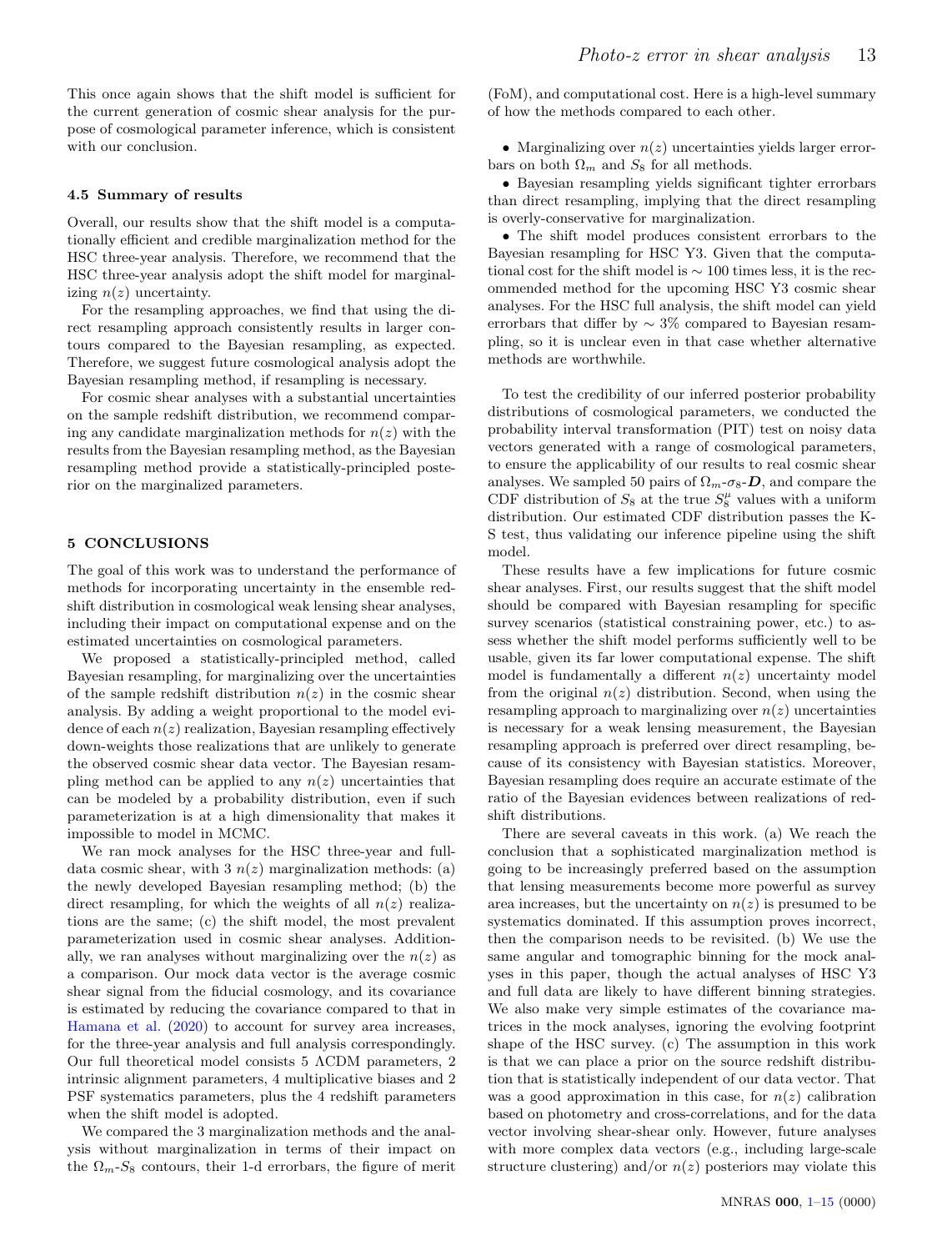This once again shows that the shift model is sufficient for the current generation of cosmic shear analysis for the purpose of cosmological parameter inference, which is consistent with our conclusion.

### 4.5 Summary of results

Overall, our results show that the shift model is a computationally efficient and credible marginalization method for the HSC three-year analysis. Therefore, we recommend that the HSC three-year analysis adopt the shift model for marginalizing $n(z)$ uncertainty.

For the resampling approaches, we find that using the direct resampling approach consistently results in larger contours compared to the Bayesian resampling, as expected. Therefore, we suggest future cosmological analysis adopt the Bayesian resampling method, if resampling is necessary.

For cosmic shear analyses with a substantial uncertainties on the sample redshift distribution, we recommend comparing any candidate marginalization methods for $n(z)$ with the results from the Bayesian resampling method, as the Bayesian resampling method provide a statistically-principled posterior on the marginalized parameters.

## 5 CONCLUSIONS

The goal of this work was to understand the performance of methods for incorporating uncertainty in the ensemble redshift distribution in cosmological weak lensing shear analyses, including their impact on computational expense and on the estimated uncertainties on cosmological parameters.

We proposed a statistically-principled method, called Bayesian resampling, for marginalizing over the uncertainties of the sample redshift distribution $n(z)$ in the cosmic shear analysis. By adding a weight proportional to the model evidence of each $n(z)$ realization, Bayesian resampling effectively down-weights those realizations that are unlikely to generate the observed cosmic shear data vector. The Bayesian resampling method can be applied to any $n(z)$ uncertainties that can be modeled by a probability distribution, even if such parameterization is at a high dimensionality that makes it impossible to model in MCMC.

We ran mock analyses for the HSC three-year and full-data cosmic shear, with 3 $n(z)$ marginalization methods: (a) the newly developed Bayesian resampling method; (b) the direct resampling, for which the weights of all $n(z)$ realizations are the same; (c) the shift model, the most prevalent parameterization used in cosmic shear analyses. Additionally, we ran analyses without marginalizing over the $n(z)$ as a comparison. Our mock data vector is the average cosmic shear signal from the fiducial cosmology, and its covariance is estimated by reducing the covariance compared to that in Hamana et al. (2020) to account for survey area increases, for the three-year analysis and full analysis correspondingly. Our full theoretical model consists 5 ΛCDM parameters, 2 intrinsic alignment parameters, 4 multiplicative biases and 2 PSF systematics parameters, plus the 4 redshift parameters when the shift model is adopted.

We compared the 3 marginalization methods and the analysis without marginalization in terms of their impact on the $\Omega_m$-$S_8$ contours, their 1-d errorbars, the figure of merit (FoM), and computational cost. Here is a high-level summary of how the methods compared to each other.

- Marginalizing over $n(z)$ uncertainties yields larger errorbars on both $\Omega_m$ and $S_8$ for all methods.
- Bayesian resampling yields significant tighter errorbars than direct resampling, implying that the direct resampling is overly-conservative for marginalization.
- The shift model produces consistent errorbars to the Bayesian resampling for HSC Y3. Given that the computational cost for the shift model is $\sim 100$ times less, it is the recommended method for the upcoming HSC Y3 cosmic shear analyses. For the HSC full analysis, the shift model can yield errorbars that differ by $\sim 3\%$ compared to Bayesian resampling, so it is unclear even in that case whether alternative methods are worthwhile.

To test the credibility of our inferred posterior probability distributions of cosmological parameters, we conducted the probability interval transformation (PIT) test on noisy data vectors generated with a range of cosmological parameters, to ensure the applicability of our results to real cosmic shear analyses. We sampled 50 pairs of $\Omega_m$-$\sigma_8$-$\boldsymbol{D}$, and compare the CDF distribution of $S_8$ at the true $S_8^{\mu}$ values with a uniform distribution. Our estimated CDF distribution passes the K-S test, thus validating our inference pipeline using the shift model.

These results have a few implications for future cosmic shear analyses. First, our results suggest that the shift model should be compared with Bayesian resampling for specific survey scenarios (statistical constraining power, etc.) to assess whether the shift model performs sufficiently well to be usable, given its far lower computational expense. The shift model is fundamentally a different $n(z)$ uncertainty model from the original $n(z)$ distribution. Second, when using the resampling approach to marginalizing over $n(z)$ uncertainties is necessary for a weak lensing measurement, the Bayesian resampling approach is preferred over direct resampling, because of its consistency with Bayesian statistics. Moreover, Bayesian resampling does require an accurate estimate of the ratio of the Bayesian evidences between realizations of redshift distributions.

There are several caveats in this work. (a) We reach the conclusion that a sophisticated marginalization method is going to be increasingly preferred based on the assumption that lensing measurements become more powerful as survey area increases, but the uncertainty on $n(z)$ is presumed to be systematics dominated. If this assumption proves incorrect, then the comparison needs to be revisited. (b) We use the same angular and tomographic binning for the mock analyses in this paper, though the actual analyses of HSC Y3 and full data are likely to have different binning strategies. We also make very simple estimates of the covariance matrices in the mock analyses, ignoring the evolving footprint shape of the HSC survey. (c) The assumption in this work is that we can place a prior on the source redshift distribution that is statistically independent of our data vector. That was a good approximation in this case, for $n(z)$ calibration based on photometry and cross-correlations, and for the data vector involving shear-shear only. However, future analyses with more complex data vectors (e.g., including large-scale structure clustering) and/or $n(z)$ posteriors may violate this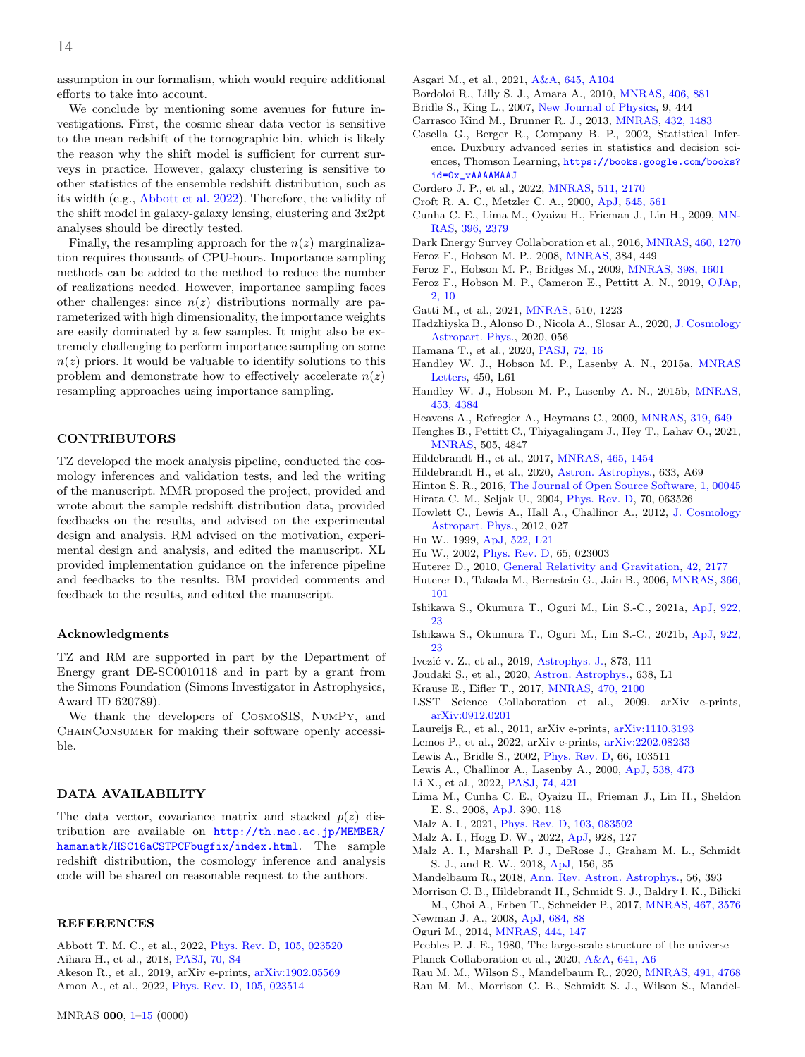assumption in our formalism, which would require additional efforts to take into account.

We conclude by mentioning some avenues for future investigations. First, the cosmic shear data vector is sensitive to the mean redshift of the tomographic bin, which is likely the reason why the shift model is sufficient for current surveys in practice. However, galaxy clustering is sensitive to other statistics of the ensemble redshift distribution, such as its width (e.g., Abbott et al. 2022). Therefore, the validity of the shift model in galaxy-galaxy lensing, clustering and 3x2pt analyses should be directly tested.

Finally, the resampling approach for the $n(z)$ marginalization requires thousands of CPU-hours. Importance sampling methods can be added to the method to reduce the number of realizations needed. However, importance sampling faces other challenges: since $n(z)$ distributions normally are parameterized with high dimensionality, the importance weights are easily dominated by a few samples. It might also be extremely challenging to perform importance sampling on some $n(z)$ priors. It would be valuable to identify solutions to this problem and demonstrate how to effectively accelerate $n(z)$ resampling approaches using importance sampling.

## CONTRIBUTORS

TZ developed the mock analysis pipeline, conducted the cosmology inferences and validation tests, and led the writing of the manuscript. MMR proposed the project, provided and wrote about the sample redshift distribution data, provided feedbacks on the results, and advised on the experimental design and analysis. RM advised on the motivation, experimental design and analysis, and edited the manuscript. XL provided implementation guidance on the inference pipeline and feedbacks to the results. BM provided comments and feedback to the results, and edited the manuscript.

### Acknowledgments

TZ and RM are supported in part by the Department of Energy grant DE-SC0010118 and in part by a grant from the Simons Foundation (Simons Investigator in Astrophysics, Award ID 620789).

We thank the developers of CosmoSIS, NumPy, and ChainConsumer for making their software openly accessible.

## DATA AVAILABILITY

The data vector, covariance matrix and stacked $p(z)$ distribution are available on http://th.nao.ac.jp/MEMBER/hamanatk/HSC16aCSTPCFbugfix/index.html. The sample redshift distribution, the cosmology inference and analysis code will be shared on reasonable request to the authors.

## REFERENCES

Abbott T. M. C., et al., 2022, Phys. Rev. D, 105, 023520
Aihara H., et al., 2018, PASJ, 70, S4
Akeson R., et al., 2019, arXiv e-prints, arXiv:1902.05569
Amon A., et al., 2022, Phys. Rev. D, 105, 023514
Asgari M., et al., 2021, A&A, 645, A104
Bordoloi R., Lilly S. J., Amara A., 2010, MNRAS, 406, 881
Bridle S., King L., 2007, New Journal of Physics, 9, 444
Carrasco Kind M., Brunner R. J., 2013, MNRAS, 432, 1483
Casella G., Berger R., Company B. P., 2002, Statistical Inference. Duxbury advanced series in statistics and decision sciences, Thomson Learning, https://books.google.com/books?id=0x_vAAAAMAAJ
Cordero J. P., et al., 2022, MNRAS, 511, 2170
Croft R. A. C., Metzler C. A., 2000, ApJ, 545, 561
Cunha C. E., Lima M., Oyaizu H., Frieman J., Lin H., 2009, MNRAS, 396, 2379
Dark Energy Survey Collaboration et al., 2016, MNRAS, 460, 1270
Feroz F., Hobson M. P., 2008, MNRAS, 384, 449
Feroz F., Hobson M. P., Bridges M., 2009, MNRAS, 398, 1601
Feroz F., Hobson M. P., Cameron E., Pettitt A. N., 2019, OJAp, 2, 10
Gatti M., et al., 2021, MNRAS, 510, 1223
Hadzhiyska B., Alonso D., Nicola A., Slosar A., 2020, J. Cosmology Astropart. Phys., 2020, 056
Hamana T., et al., 2020, PASJ, 72, 16
Handley W. J., Hobson M. P., Lasenby A. N., 2015a, MNRAS Letters, 450, L61
Handley W. J., Hobson M. P., Lasenby A. N., 2015b, MNRAS, 453, 4384
Heavens A., Refregier A., Heymans C., 2000, MNRAS, 319, 649
Henghes B., Pettitt C., Thiyagalingam J., Hey T., Lahav O., 2021, MNRAS, 505, 4847
Hildebrandt H., et al., 2017, MNRAS, 465, 1454
Hildebrandt H., et al., 2020, Astron. Astrophys., 633, A69
Hinton S. R., 2016, The Journal of Open Source Software, 1, 00045
Hirata C. M., Seljak U., 2004, Phys. Rev. D, 70, 063526
Howlett C., Lewis A., Hall A., Challinor A., 2012, J. Cosmology Astropart. Phys., 2012, 027
Hu W., 1999, ApJ, 522, L21
Hu W., 2002, Phys. Rev. D, 65, 023003
Huterer D., 2010, General Relativity and Gravitation, 42, 2177
Huterer D., Takada M., Bernstein G., Jain B., 2006, MNRAS, 366, 101
Ishikawa S., Okumura T., Oguri M., Lin S.-C., 2021a, ApJ, 922, 23
Ishikawa S., Okumura T., Oguri M., Lin S.-C., 2021b, ApJ, 922, 23
Ivezić v. Z., et al., 2019, Astrophys. J., 873, 111
Joudaki S., et al., 2020, Astron. Astrophys., 638, L1
Krause E., Eifler T., 2017, MNRAS, 470, 2100
LSST Science Collaboration et al., 2009, arXiv e-prints, arXiv:0912.0201
Laureijs R., et al., 2011, arXiv e-prints, arXiv:1110.3193
Lemos P., et al., 2022, arXiv e-prints, arXiv:2202.08233
Lewis A., Bridle S., 2002, Phys. Rev. D, 66, 103511
Lewis A., Challinor A., Lasenby A., 2000, ApJ, 538, 473
Li X., et al., 2022, PASJ, 74, 421
Lima M., Cunha C. E., Oyaizu H., Frieman J., Lin H., Sheldon E. S., 2008, ApJ, 390, 118
Malz A. I., 2021, Phys. Rev. D, 103, 083502
Malz A. I., Hogg D. W., 2022, ApJ, 928, 127
Malz A. I., Marshall P. J., DeRose J., Graham M. L., Schmidt S. J., and R. W., 2018, ApJ, 156, 35
Mandelbaum R., 2018, Ann. Rev. Astron. Astrophys., 56, 393
Morrison C. B., Hildebrandt H., Schmidt S. J., Baldry I. K., Bilicki M., Choi A., Erben T., Schneider P., 2017, MNRAS, 467, 3576
Newman J. A., 2008, ApJ, 684, 88
Oguri M., 2014, MNRAS, 444, 147
Peebles P. J. E., 1980, The large-scale structure of the universe
Planck Collaboration et al., 2020, A&A, 641, A6
Rau M. M., Wilson S., Mandelbaum R., 2020, MNRAS, 491, 4768
Rau M. M., Morrison C. B., Schmidt S. J., Wilson S., Mandel-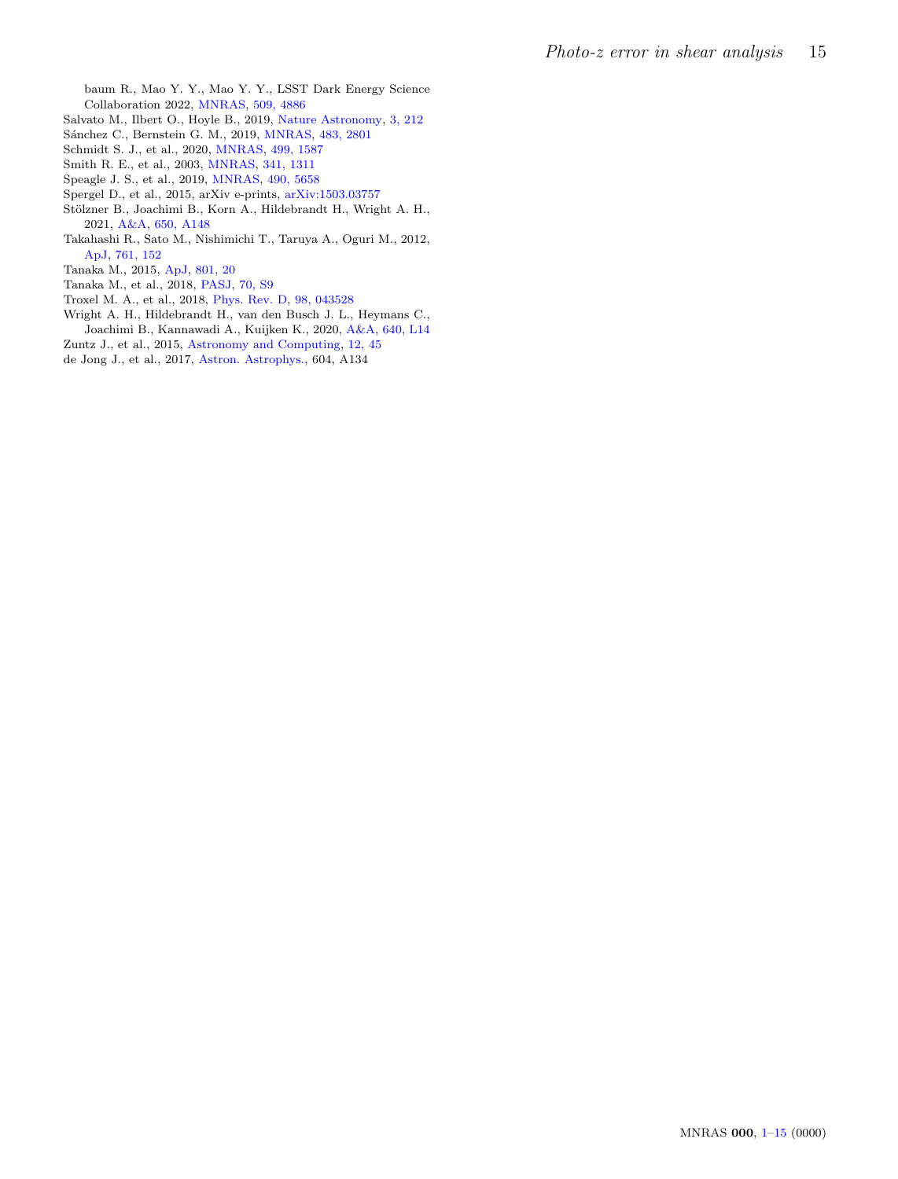baum R., Mao Y. Y., Mao Y. Y., LSST Dark Energy Science Collaboration 2022, MNRAS, 509, 4886

Salvato M., Ilbert O., Hoyle B., 2019, Nature Astronomy, 3, 212

Sánchez C., Bernstein G. M., 2019, MNRAS, 483, 2801

Schmidt S. J., et al., 2020, MNRAS, 499, 1587

Smith R. E., et al., 2003, MNRAS, 341, 1311

Speagle J. S., et al., 2019, MNRAS, 490, 5658

Spergel D., et al., 2015, arXiv e-prints, arXiv:1503.03757

Stölzner B., Joachimi B., Korn A., Hildebrandt H., Wright A. H., 2021, A&A, 650, A148

Takahashi R., Sato M., Nishimichi T., Taruya A., Oguri M., 2012, ApJ, 761, 152

Tanaka M., 2015, ApJ, 801, 20

Tanaka M., et al., 2018, PASJ, 70, S9

Troxel M. A., et al., 2018, Phys. Rev. D, 98, 043528

Wright A. H., Hildebrandt H., van den Busch J. L., Heymans C., Joachimi B., Kannawadi A., Kuijken K., 2020, A&A, 640, L14

Zuntz J., et al., 2015, Astronomy and Computing, 12, 45

de Jong J., et al., 2017, Astron. Astrophys., 604, A134